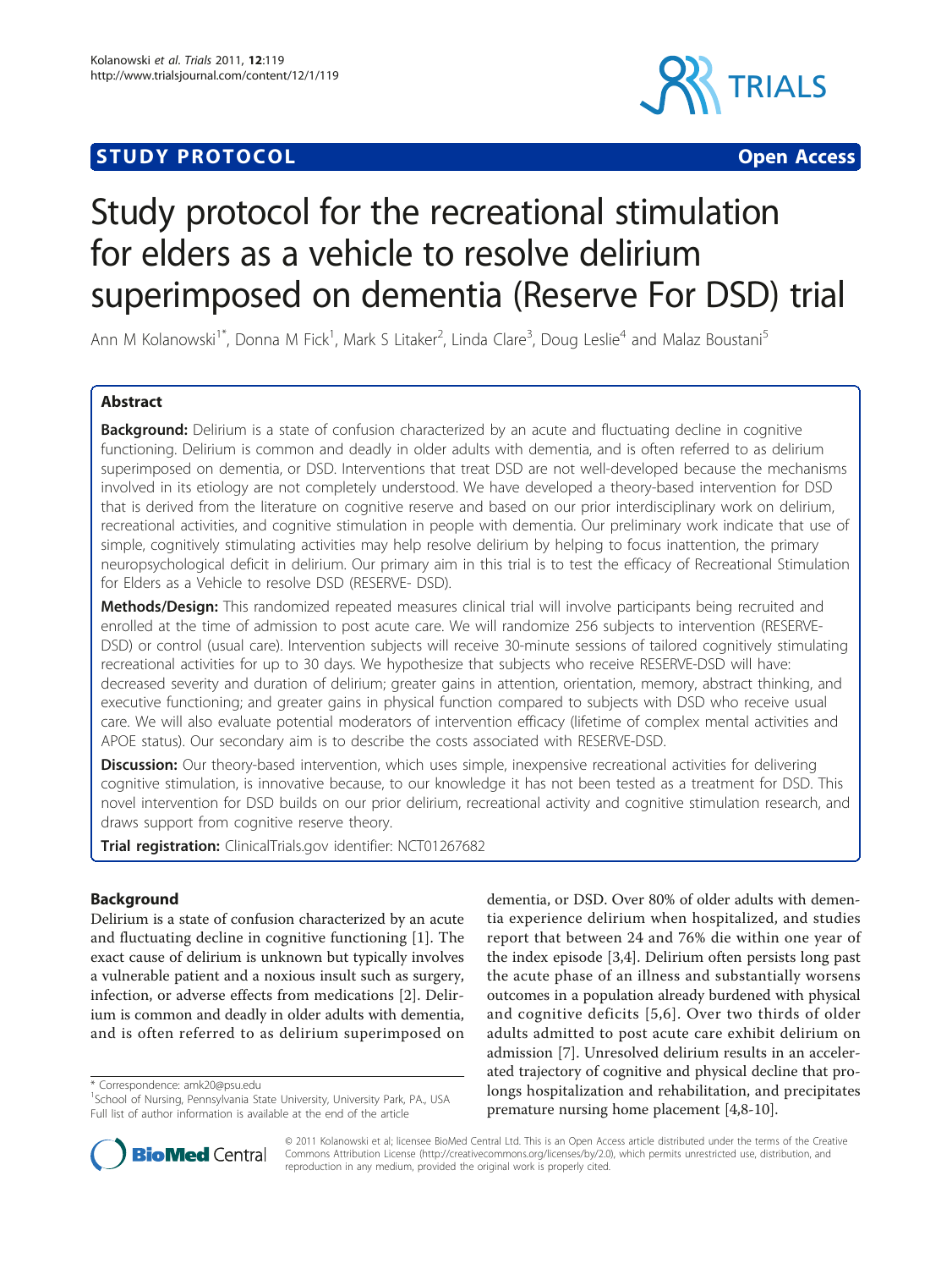**STUDY PROTOCOL** **Open Access**

# Study protocol for the recreational stimulation for elders as a vehicle to resolve delirium superimposed on dementia (Reserve For DSD) trial

Ann M Kolanowski[1*], Donna M Fick[1], Mark S Litaker[2], Linda Clare[3], Doug Leslie[4] and Malaz Boustani[5]

## Abstract

**Background:** Delirium is a state of confusion characterized by an acute and fluctuating decline in cognitive functioning. Delirium is common and deadly in older adults with dementia, and is often referred to as delirium superimposed on dementia, or DSD. Interventions that treat DSD are not well-developed because the mechanisms involved in its etiology are not completely understood. We have developed a theory-based intervention for DSD that is derived from the literature on cognitive reserve and based on our prior interdisciplinary work on delirium, recreational activities, and cognitive stimulation in people with dementia. Our preliminary work indicate that use of simple, cognitively stimulating activities may help resolve delirium by helping to focus inattention, the primary neuropsychological deficit in delirium. Our primary aim in this trial is to test the efficacy of Recreational Stimulation for Elders as a Vehicle to resolve DSD (RESERVE- DSD).

**Methods/Design:** This randomized repeated measures clinical trial will involve participants being recruited and enrolled at the time of admission to post acute care. We will randomize 256 subjects to intervention (RESERVE-DSD) or control (usual care). Intervention subjects will receive 30-minute sessions of tailored cognitively stimulating recreational activities for up to 30 days. We hypothesize that subjects who receive RESERVE-DSD will have: decreased severity and duration of delirium; greater gains in attention, orientation, memory, abstract thinking, and executive functioning; and greater gains in physical function compared to subjects with DSD who receive usual care. We will also evaluate potential moderators of intervention efficacy (lifetime of complex mental activities and APOE status). Our secondary aim is to describe the costs associated with RESERVE-DSD.

**Discussion:** Our theory-based intervention, which uses simple, inexpensive recreational activities for delivering cognitive stimulation, is innovative because, to our knowledge it has not been tested as a treatment for DSD. This novel intervention for DSD builds on our prior delirium, recreational activity and cognitive stimulation research, and draws support from cognitive reserve theory.

**Trial registration:** ClinicalTrials.gov identifier: NCT01267682

## Background

Delirium is a state of confusion characterized by an acute and fluctuating decline in cognitive functioning [1]. The exact cause of delirium is unknown but typically involves a vulnerable patient and a noxious insult such as surgery, infection, or adverse effects from medications [2]. Delirium is common and deadly in older adults with dementia, and is often referred to as delirium superimposed on dementia, or DSD. Over 80% of older adults with dementia experience delirium when hospitalized, and studies report that between 24 and 76% die within one year of the index episode [3,4]. Delirium often persists long past the acute phase of an illness and substantially worsens outcomes in a population already burdened with physical and cognitive deficits [5,6]. Over two thirds of older adults admitted to post acute care exhibit delirium on admission [7]. Unresolved delirium results in an accelerated trajectory of cognitive and physical decline that prolongs hospitalization and rehabilitation, and precipitates premature nursing home placement [4,8-10].

\* Correspondence: amk20@psu.edu
[1]School of Nursing, Pennsylvania State University, University Park, PA., USA
Full list of author information is available at the end of the article

© 2011 Kolanowski et al; licensee BioMed Central Ltd. This is an Open Access article distributed under the terms of the Creative Commons Attribution License (http://creativecommons.org/licenses/by/2.0), which permits unrestricted use, distribution, and reproduction in any medium, provided the original work is properly cited.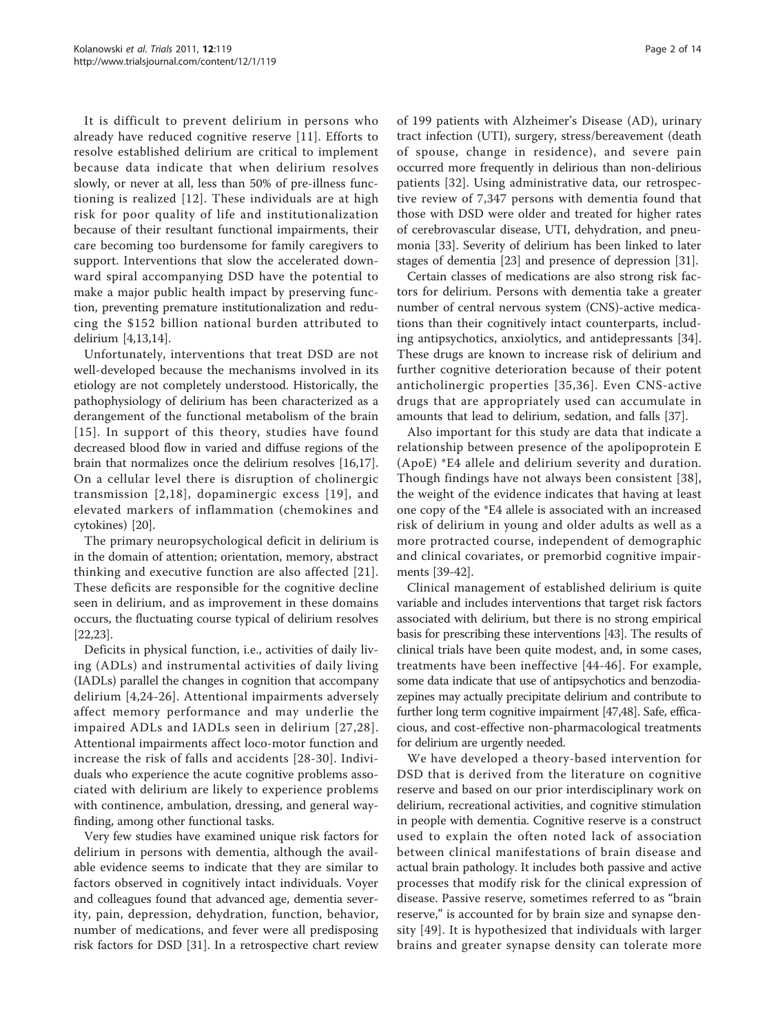It is difficult to prevent delirium in persons who already have reduced cognitive reserve [11]. Efforts to resolve established delirium are critical to implement because data indicate that when delirium resolves slowly, or never at all, less than 50% of pre-illness functioning is realized [12]. These individuals are at high risk for poor quality of life and institutionalization because of their resultant functional impairments, their care becoming too burdensome for family caregivers to support. Interventions that slow the accelerated downward spiral accompanying DSD have the potential to make a major public health impact by preserving function, preventing premature institutionalization and reducing the $152 billion national burden attributed to delirium [4,13,14].

Unfortunately, interventions that treat DSD are not well-developed because the mechanisms involved in its etiology are not completely understood. Historically, the pathophysiology of delirium has been characterized as a derangement of the functional metabolism of the brain [15]. In support of this theory, studies have found decreased blood flow in varied and diffuse regions of the brain that normalizes once the delirium resolves [16,17]. On a cellular level there is disruption of cholinergic transmission [2,18], dopaminergic excess [19], and elevated markers of inflammation (chemokines and cytokines) [20].

The primary neuropsychological deficit in delirium is in the domain of attention; orientation, memory, abstract thinking and executive function are also affected [21]. These deficits are responsible for the cognitive decline seen in delirium, and as improvement in these domains occurs, the fluctuating course typical of delirium resolves [22,23].

Deficits in physical function, i.e., activities of daily living (ADLs) and instrumental activities of daily living (IADLs) parallel the changes in cognition that accompany delirium [4,24-26]. Attentional impairments adversely affect memory performance and may underlie the impaired ADLs and IADLs seen in delirium [27,28]. Attentional impairments affect loco-motor function and increase the risk of falls and accidents [28-30]. Individuals who experience the acute cognitive problems associated with delirium are likely to experience problems with continence, ambulation, dressing, and general wayfinding, among other functional tasks.

Very few studies have examined unique risk factors for delirium in persons with dementia, although the available evidence seems to indicate that they are similar to factors observed in cognitively intact individuals. Voyer and colleagues found that advanced age, dementia severity, pain, depression, dehydration, function, behavior, number of medications, and fever were all predisposing risk factors for DSD [31]. In a retrospective chart review of 199 patients with Alzheimer's Disease (AD), urinary tract infection (UTI), surgery, stress/bereavement (death of spouse, change in residence), and severe pain occurred more frequently in delirious than non-delirious patients [32]. Using administrative data, our retrospective review of 7,347 persons with dementia found that those with DSD were older and treated for higher rates of cerebrovascular disease, UTI, dehydration, and pneumonia [33]. Severity of delirium has been linked to later stages of dementia [23] and presence of depression [31].

Certain classes of medications are also strong risk factors for delirium. Persons with dementia take a greater number of central nervous system (CNS)-active medications than their cognitively intact counterparts, including antipsychotics, anxiolytics, and antidepressants [34]. These drugs are known to increase risk of delirium and further cognitive deterioration because of their potent anticholinergic properties [35,36]. Even CNS-active drugs that are appropriately used can accumulate in amounts that lead to delirium, sedation, and falls [37].

Also important for this study are data that indicate a relationship between presence of the apolipoprotein E (ApoE) *E4 allele and delirium severity and duration. Though findings have not always been consistent [38], the weight of the evidence indicates that having at least one copy of the *E4 allele is associated with an increased risk of delirium in young and older adults as well as a more protracted course, independent of demographic and clinical covariates, or premorbid cognitive impairments [39-42].

Clinical management of established delirium is quite variable and includes interventions that target risk factors associated with delirium, but there is no strong empirical basis for prescribing these interventions [43]. The results of clinical trials have been quite modest, and, in some cases, treatments have been ineffective [44-46]. For example, some data indicate that use of antipsychotics and benzodiazepines may actually precipitate delirium and contribute to further long term cognitive impairment [47,48]. Safe, efficacious, and cost-effective non-pharmacological treatments for delirium are urgently needed.

We have developed a theory-based intervention for DSD that is derived from the literature on cognitive reserve and based on our prior interdisciplinary work on delirium, recreational activities, and cognitive stimulation in people with dementia. Cognitive reserve is a construct used to explain the often noted lack of association between clinical manifestations of brain disease and actual brain pathology. It includes both passive and active processes that modify risk for the clinical expression of disease. Passive reserve, sometimes referred to as "brain reserve," is accounted for by brain size and synapse density [49]. It is hypothesized that individuals with larger brains and greater synapse density can tolerate more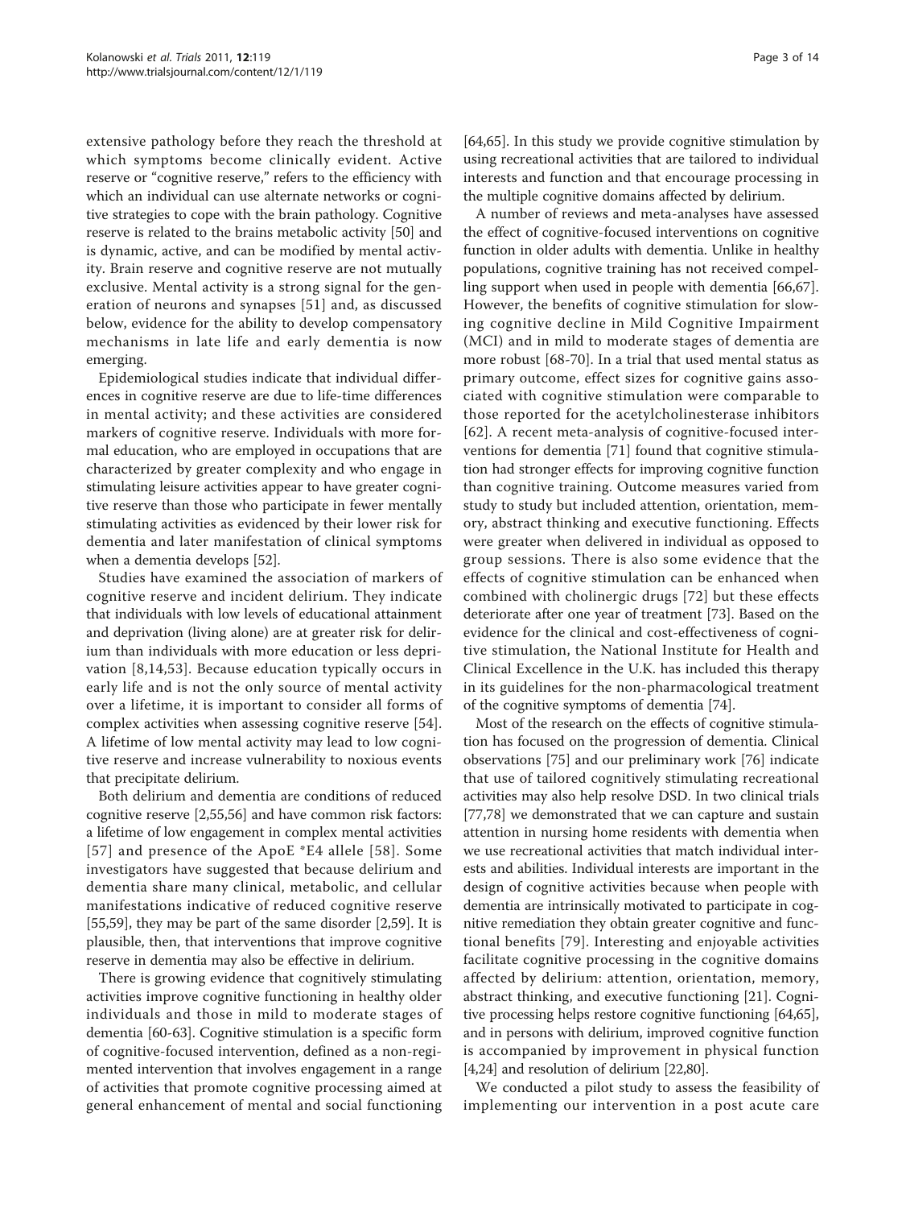extensive pathology before they reach the threshold at which symptoms become clinically evident. Active reserve or "cognitive reserve," refers to the efficiency with which an individual can use alternate networks or cognitive strategies to cope with the brain pathology. Cognitive reserve is related to the brains metabolic activity [50] and is dynamic, active, and can be modified by mental activity. Brain reserve and cognitive reserve are not mutually exclusive. Mental activity is a strong signal for the generation of neurons and synapses [51] and, as discussed below, evidence for the ability to develop compensatory mechanisms in late life and early dementia is now emerging.

Epidemiological studies indicate that individual differences in cognitive reserve are due to life-time differences in mental activity; and these activities are considered markers of cognitive reserve. Individuals with more formal education, who are employed in occupations that are characterized by greater complexity and who engage in stimulating leisure activities appear to have greater cognitive reserve than those who participate in fewer mentally stimulating activities as evidenced by their lower risk for dementia and later manifestation of clinical symptoms when a dementia develops [52].

Studies have examined the association of markers of cognitive reserve and incident delirium. They indicate that individuals with low levels of educational attainment and deprivation (living alone) are at greater risk for delirium than individuals with more education or less deprivation [8,14,53]. Because education typically occurs in early life and is not the only source of mental activity over a lifetime, it is important to consider all forms of complex activities when assessing cognitive reserve [54]. A lifetime of low mental activity may lead to low cognitive reserve and increase vulnerability to noxious events that precipitate delirium.

Both delirium and dementia are conditions of reduced cognitive reserve [2,55,56] and have common risk factors: a lifetime of low engagement in complex mental activities [57] and presence of the ApoE *E4 allele [58]. Some investigators have suggested that because delirium and dementia share many clinical, metabolic, and cellular manifestations indicative of reduced cognitive reserve [55,59], they may be part of the same disorder [2,59]. It is plausible, then, that interventions that improve cognitive reserve in dementia may also be effective in delirium.

There is growing evidence that cognitively stimulating activities improve cognitive functioning in healthy older individuals and those in mild to moderate stages of dementia [60-63]. Cognitive stimulation is a specific form of cognitive-focused intervention, defined as a non-regimented intervention that involves engagement in a range of activities that promote cognitive processing aimed at general enhancement of mental and social functioning [64,65]. In this study we provide cognitive stimulation by using recreational activities that are tailored to individual interests and function and that encourage processing in the multiple cognitive domains affected by delirium.

A number of reviews and meta-analyses have assessed the effect of cognitive-focused interventions on cognitive function in older adults with dementia. Unlike in healthy populations, cognitive training has not received compelling support when used in people with dementia [66,67]. However, the benefits of cognitive stimulation for slowing cognitive decline in Mild Cognitive Impairment (MCI) and in mild to moderate stages of dementia are more robust [68-70]. In a trial that used mental status as primary outcome, effect sizes for cognitive gains associated with cognitive stimulation were comparable to those reported for the acetylcholinesterase inhibitors [62]. A recent meta-analysis of cognitive-focused interventions for dementia [71] found that cognitive stimulation had stronger effects for improving cognitive function than cognitive training. Outcome measures varied from study to study but included attention, orientation, memory, abstract thinking and executive functioning. Effects were greater when delivered in individual as opposed to group sessions. There is also some evidence that the effects of cognitive stimulation can be enhanced when combined with cholinergic drugs [72] but these effects deteriorate after one year of treatment [73]. Based on the evidence for the clinical and cost-effectiveness of cognitive stimulation, the National Institute for Health and Clinical Excellence in the U.K. has included this therapy in its guidelines for the non-pharmacological treatment of the cognitive symptoms of dementia [74].

Most of the research on the effects of cognitive stimulation has focused on the progression of dementia. Clinical observations [75] and our preliminary work [76] indicate that use of tailored cognitively stimulating recreational activities may also help resolve DSD. In two clinical trials [77,78] we demonstrated that we can capture and sustain attention in nursing home residents with dementia when we use recreational activities that match individual interests and abilities. Individual interests are important in the design of cognitive activities because when people with dementia are intrinsically motivated to participate in cognitive remediation they obtain greater cognitive and functional benefits [79]. Interesting and enjoyable activities facilitate cognitive processing in the cognitive domains affected by delirium: attention, orientation, memory, abstract thinking, and executive functioning [21]. Cognitive processing helps restore cognitive functioning [64,65], and in persons with delirium, improved cognitive function is accompanied by improvement in physical function [4,24] and resolution of delirium [22,80].

We conducted a pilot study to assess the feasibility of implementing our intervention in a post acute care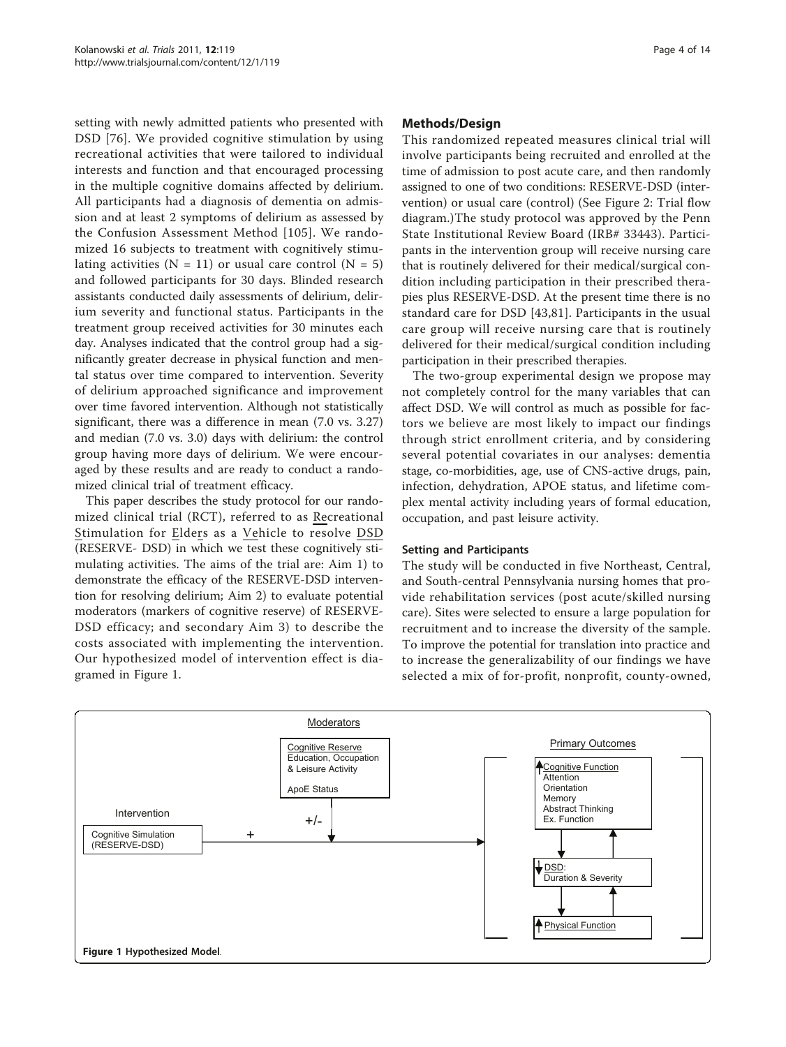setting with newly admitted patients who presented with DSD [76]. We provided cognitive stimulation by using recreational activities that were tailored to individual interests and function and that encouraged processing in the multiple cognitive domains affected by delirium. All participants had a diagnosis of dementia on admission and at least 2 symptoms of delirium as assessed by the Confusion Assessment Method [105]. We randomized 16 subjects to treatment with cognitively stimulating activities (N = 11) or usual care control (N = 5) and followed participants for 30 days. Blinded research assistants conducted daily assessments of delirium, delirium severity and functional status. Participants in the treatment group received activities for 30 minutes each day. Analyses indicated that the control group had a significantly greater decrease in physical function and mental status over time compared to intervention. Severity of delirium approached significance and improvement over time favored intervention. Although not statistically significant, there was a difference in mean (7.0 vs. 3.27) and median (7.0 vs. 3.0) days with delirium: the control group having more days of delirium. We were encouraged by these results and are ready to conduct a randomized clinical trial of treatment efficacy.

This paper describes the study protocol for our randomized clinical trial (RCT), referred to as Recreational Stimulation for Elders as a Vehicle to resolve DSD (RESERVE- DSD) in which we test these cognitively stimulating activities. The aims of the trial are: Aim 1) to demonstrate the efficacy of the RESERVE-DSD intervention for resolving delirium; Aim 2) to evaluate potential moderators (markers of cognitive reserve) of RESERVE-DSD efficacy; and secondary Aim 3) to describe the costs associated with implementing the intervention. Our hypothesized model of intervention effect is diagramed in Figure 1.

## Methods/Design

This randomized repeated measures clinical trial will involve participants being recruited and enrolled at the time of admission to post acute care, and then randomly assigned to one of two conditions: RESERVE-DSD (intervention) or usual care (control) (See Figure 2: Trial flow diagram.)The study protocol was approved by the Penn State Institutional Review Board (IRB# 33443). Participants in the intervention group will receive nursing care that is routinely delivered for their medical/surgical condition including participation in their prescribed therapies plus RESERVE-DSD. At the present time there is no standard care for DSD [43,81]. Participants in the usual care group will receive nursing care that is routinely delivered for their medical/surgical condition including participation in their prescribed therapies.

The two-group experimental design we propose may not completely control for the many variables that can affect DSD. We will control as much as possible for factors we believe are most likely to impact our findings through strict enrollment criteria, and by considering several potential covariates in our analyses: dementia stage, co-morbidities, age, use of CNS-active drugs, pain, infection, dehydration, APOE status, and lifetime complex mental activity including years of formal education, occupation, and past leisure activity.

### Setting and Participants

The study will be conducted in five Northeast, Central, and South-central Pennsylvania nursing homes that provide rehabilitation services (post acute/skilled nursing care). Sites were selected to ensure a large population for recruitment and to increase the diversity of the sample. To improve the potential for translation into practice and to increase the generalizability of our findings we have selected a mix of for-profit, nonprofit, county-owned,

Moderators

Cognitive Reserve
Education, Occupation & Leisure Activity

ApoE Status

+/-

Intervention

Cognitive Simulation (RESERVE-DSD)

+

Primary Outcomes

↑ Cognitive Function
Attention
Orientation
Memory
Abstract Thinking
Ex. Function

↓ DSD:
Duration & Severity

↑ Physical Function

**Figure 1 Hypothesized Model.**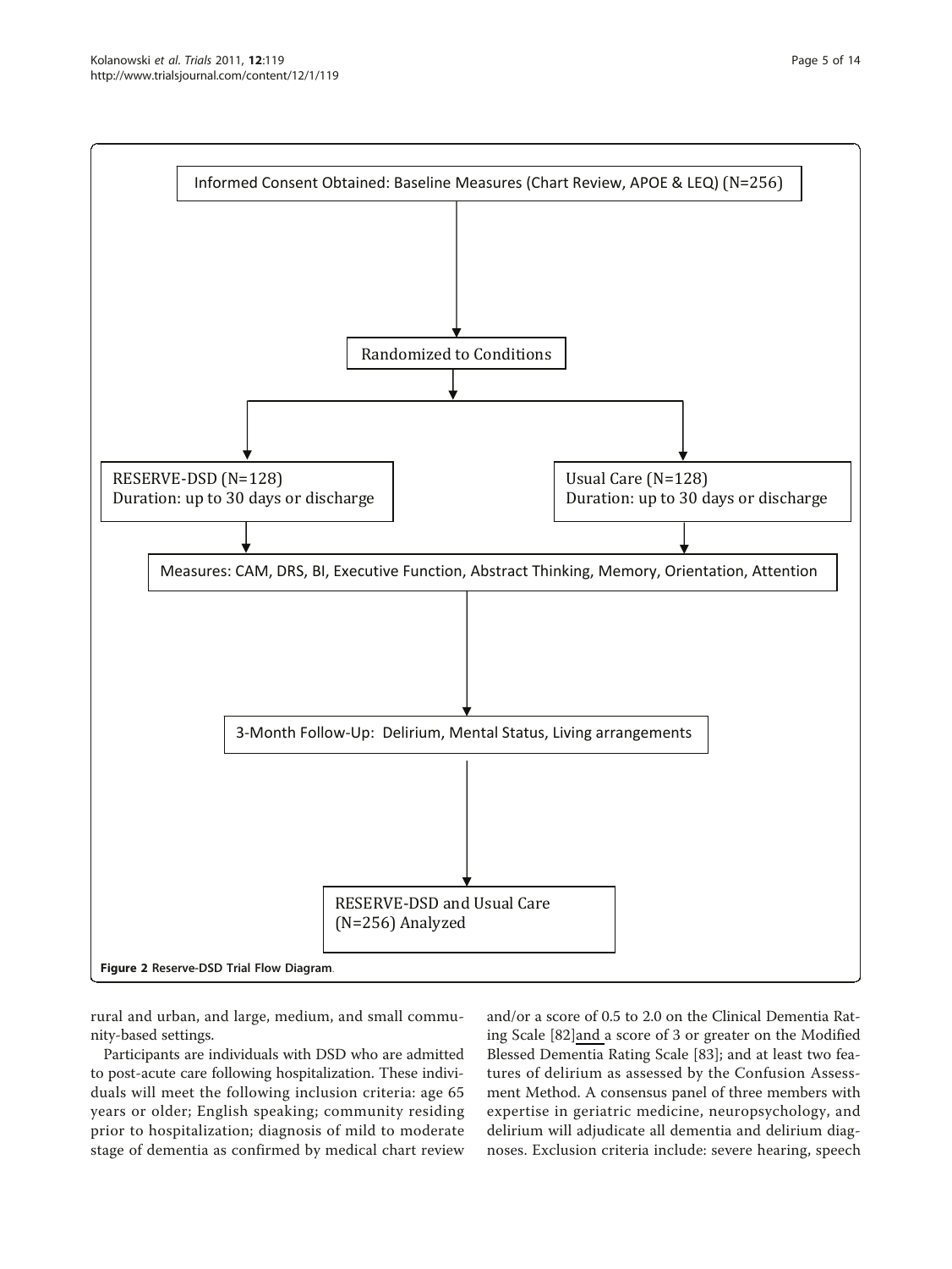Informed Consent Obtained: Baseline Measures (Chart Review, APOE & LEQ) (N=256)

Randomized to Conditions

RESERVE-DSD (N=128)
Duration: up to 30 days or discharge

Usual Care (N=128)
Duration: up to 30 days or discharge

Measures: CAM, DRS, BI, Executive Function, Abstract Thinking, Memory, Orientation, Attention

3-Month Follow-Up: Delirium, Mental Status, Living arrangements

RESERVE-DSD and Usual Care (N=256) Analyzed

**Figure 2 Reserve-DSD Trial Flow Diagram**.

rural and urban, and large, medium, and small community-based settings.

Participants are individuals with DSD who are admitted to post-acute care following hospitalization. These individuals will meet the following inclusion criteria: age 65 years or older; English speaking; community residing prior to hospitalization; diagnosis of mild to moderate stage of dementia as confirmed by medical chart review and/or a score of 0.5 to 2.0 on the Clinical Dementia Rating Scale [82]and a score of 3 or greater on the Modified Blessed Dementia Rating Scale [83]; and at least two features of delirium as assessed by the Confusion Assessment Method. A consensus panel of three members with expertise in geriatric medicine, neuropsychology, and delirium will adjudicate all dementia and delirium diagnoses. Exclusion criteria include: severe hearing, speech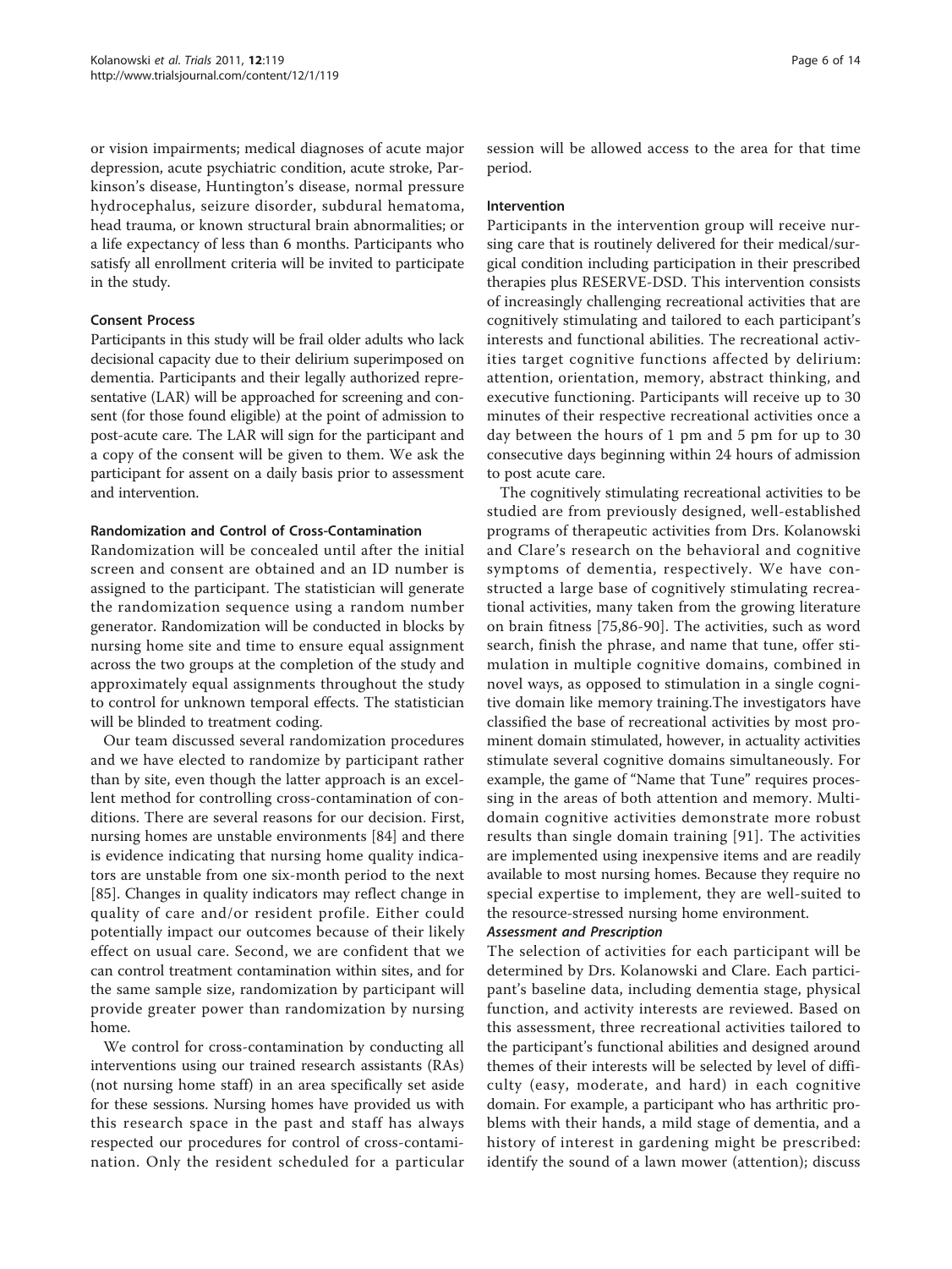or vision impairments; medical diagnoses of acute major depression, acute psychiatric condition, acute stroke, Parkinson's disease, Huntington's disease, normal pressure hydrocephalus, seizure disorder, subdural hematoma, head trauma, or known structural brain abnormalities; or a life expectancy of less than 6 months. Participants who satisfy all enrollment criteria will be invited to participate in the study.

### Consent Process

Participants in this study will be frail older adults who lack decisional capacity due to their delirium superimposed on dementia. Participants and their legally authorized representative (LAR) will be approached for screening and consent (for those found eligible) at the point of admission to post-acute care. The LAR will sign for the participant and a copy of the consent will be given to them. We ask the participant for assent on a daily basis prior to assessment and intervention.

### Randomization and Control of Cross-Contamination

Randomization will be concealed until after the initial screen and consent are obtained and an ID number is assigned to the participant. The statistician will generate the randomization sequence using a random number generator. Randomization will be conducted in blocks by nursing home site and time to ensure equal assignment across the two groups at the completion of the study and approximately equal assignments throughout the study to control for unknown temporal effects. The statistician will be blinded to treatment coding.

Our team discussed several randomization procedures and we have elected to randomize by participant rather than by site, even though the latter approach is an excellent method for controlling cross-contamination of conditions. There are several reasons for our decision. First, nursing homes are unstable environments [84] and there is evidence indicating that nursing home quality indicators are unstable from one six-month period to the next [85]. Changes in quality indicators may reflect change in quality of care and/or resident profile. Either could potentially impact our outcomes because of their likely effect on usual care. Second, we are confident that we can control treatment contamination within sites, and for the same sample size, randomization by participant will provide greater power than randomization by nursing home.

We control for cross-contamination by conducting all interventions using our trained research assistants (RAs) (not nursing home staff) in an area specifically set aside for these sessions. Nursing homes have provided us with this research space in the past and staff has always respected our procedures for control of cross-contamination. Only the resident scheduled for a particular session will be allowed access to the area for that time period.

### Intervention

Participants in the intervention group will receive nursing care that is routinely delivered for their medical/surgical condition including participation in their prescribed therapies plus RESERVE-DSD. This intervention consists of increasingly challenging recreational activities that are cognitively stimulating and tailored to each participant's interests and functional abilities. The recreational activities target cognitive functions affected by delirium: attention, orientation, memory, abstract thinking, and executive functioning. Participants will receive up to 30 minutes of their respective recreational activities once a day between the hours of 1 pm and 5 pm for up to 30 consecutive days beginning within 24 hours of admission to post acute care.

The cognitively stimulating recreational activities to be studied are from previously designed, well-established programs of therapeutic activities from Drs. Kolanowski and Clare's research on the behavioral and cognitive symptoms of dementia, respectively. We have constructed a large base of cognitively stimulating recreational activities, many taken from the growing literature on brain fitness [75,86-90]. The activities, such as word search, finish the phrase, and name that tune, offer stimulation in multiple cognitive domains, combined in novel ways, as opposed to stimulation in a single cognitive domain like memory training.The investigators have classified the base of recreational activities by most prominent domain stimulated, however, in actuality activities stimulate several cognitive domains simultaneously. For example, the game of "Name that Tune" requires processing in the areas of both attention and memory. Multi-domain cognitive activities demonstrate more robust results than single domain training [91]. The activities are implemented using inexpensive items and are readily available to most nursing homes. Because they require no special expertise to implement, they are well-suited to the resource-stressed nursing home environment.

#### *Assessment and Prescription*

The selection of activities for each participant will be determined by Drs. Kolanowski and Clare. Each participant's baseline data, including dementia stage, physical function, and activity interests are reviewed. Based on this assessment, three recreational activities tailored to the participant's functional abilities and designed around themes of their interests will be selected by level of difficulty (easy, moderate, and hard) in each cognitive domain. For example, a participant who has arthritic problems with their hands, a mild stage of dementia, and a history of interest in gardening might be prescribed: identify the sound of a lawn mower (attention); discuss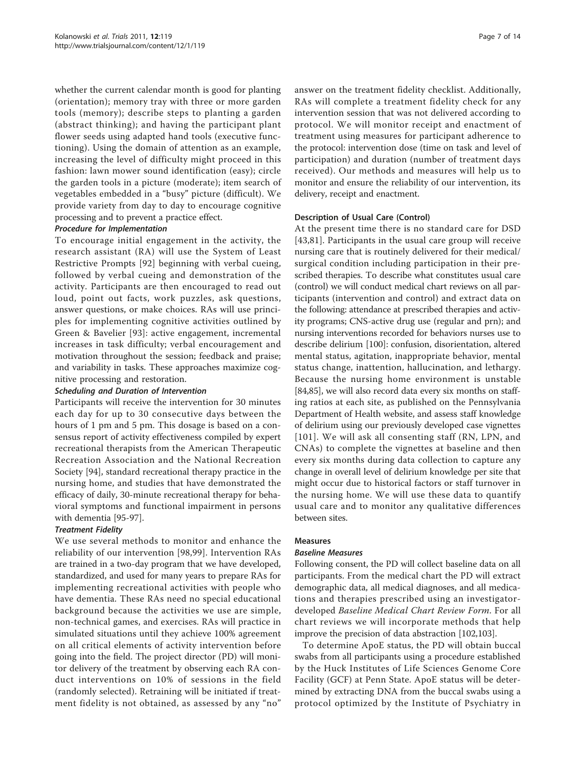whether the current calendar month is good for planting (orientation); memory tray with three or more garden tools (memory); describe steps to planting a garden (abstract thinking); and having the participant plant flower seeds using adapted hand tools (executive functioning). Using the domain of attention as an example, increasing the level of difficulty might proceed in this fashion: lawn mower sound identification (easy); circle the garden tools in a picture (moderate); item search of vegetables embedded in a "busy" picture (difficult). We provide variety from day to day to encourage cognitive processing and to prevent a practice effect.

#### *Procedure for Implementation*

To encourage initial engagement in the activity, the research assistant (RA) will use the System of Least Restrictive Prompts [92] beginning with verbal cueing, followed by verbal cueing and demonstration of the activity. Participants are then encouraged to read out loud, point out facts, work puzzles, ask questions, answer questions, or make choices. RAs will use principles for implementing cognitive activities outlined by Green & Bavelier [93]: active engagement, incremental increases in task difficulty; verbal encouragement and motivation throughout the session; feedback and praise; and variability in tasks. These approaches maximize cognitive processing and restoration.

#### *Scheduling and Duration of Intervention*

Participants will receive the intervention for 30 minutes each day for up to 30 consecutive days between the hours of 1 pm and 5 pm. This dosage is based on a consensus report of activity effectiveness compiled by expert recreational therapists from the American Therapeutic Recreation Association and the National Recreation Society [94], standard recreational therapy practice in the nursing home, and studies that have demonstrated the efficacy of daily, 30-minute recreational therapy for behavioral symptoms and functional impairment in persons with dementia [95-97].

#### *Treatment Fidelity*

We use several methods to monitor and enhance the reliability of our intervention [98,99]. Intervention RAs are trained in a two-day program that we have developed, standardized, and used for many years to prepare RAs for implementing recreational activities with people who have dementia. These RAs need no special educational background because the activities we use are simple, non-technical games, and exercises. RAs will practice in simulated situations until they achieve 100% agreement on all critical elements of activity intervention before going into the field. The project director (PD) will monitor delivery of the treatment by observing each RA conduct interventions on 10% of sessions in the field (randomly selected). Retraining will be initiated if treatment fidelity is not obtained, as assessed by any "no" answer on the treatment fidelity checklist. Additionally, RAs will complete a treatment fidelity check for any intervention session that was not delivered according to protocol. We will monitor receipt and enactment of treatment using measures for participant adherence to the protocol: intervention dose (time on task and level of participation) and duration (number of treatment days received). Our methods and measures will help us to monitor and ensure the reliability of our intervention, its delivery, receipt and enactment.

### Description of Usual Care (Control)

At the present time there is no standard care for DSD [43,81]. Participants in the usual care group will receive nursing care that is routinely delivered for their medical/surgical condition including participation in their prescribed therapies. To describe what constitutes usual care (control) we will conduct medical chart reviews on all participants (intervention and control) and extract data on the following: attendance at prescribed therapies and activity programs; CNS-active drug use (regular and prn); and nursing interventions recorded for behaviors nurses use to describe delirium [100]: confusion, disorientation, altered mental status, agitation, inappropriate behavior, mental status change, inattention, hallucination, and lethargy. Because the nursing home environment is unstable [84,85], we will also record data every six months on staffing ratios at each site, as published on the Pennsylvania Department of Health website, and assess staff knowledge of delirium using our previously developed case vignettes [101]. We will ask all consenting staff (RN, LPN, and CNAs) to complete the vignettes at baseline and then every six months during data collection to capture any change in overall level of delirium knowledge per site that might occur due to historical factors or staff turnover in the nursing home. We will use these data to quantify usual care and to monitor any qualitative differences between sites.

### Measures

#### *Baseline Measures*

Following consent, the PD will collect baseline data on all participants. From the medical chart the PD will extract demographic data, all medical diagnoses, and all medications and therapies prescribed using an investigator-developed *Baseline Medical Chart Review Form*. For all chart reviews we will incorporate methods that help improve the precision of data abstraction [102,103].

To determine ApoE status, the PD will obtain buccal swabs from all participants using a procedure established by the Huck Institutes of Life Sciences Genome Core Facility (GCF) at Penn State. ApoE status will be determined by extracting DNA from the buccal swabs using a protocol optimized by the Institute of Psychiatry in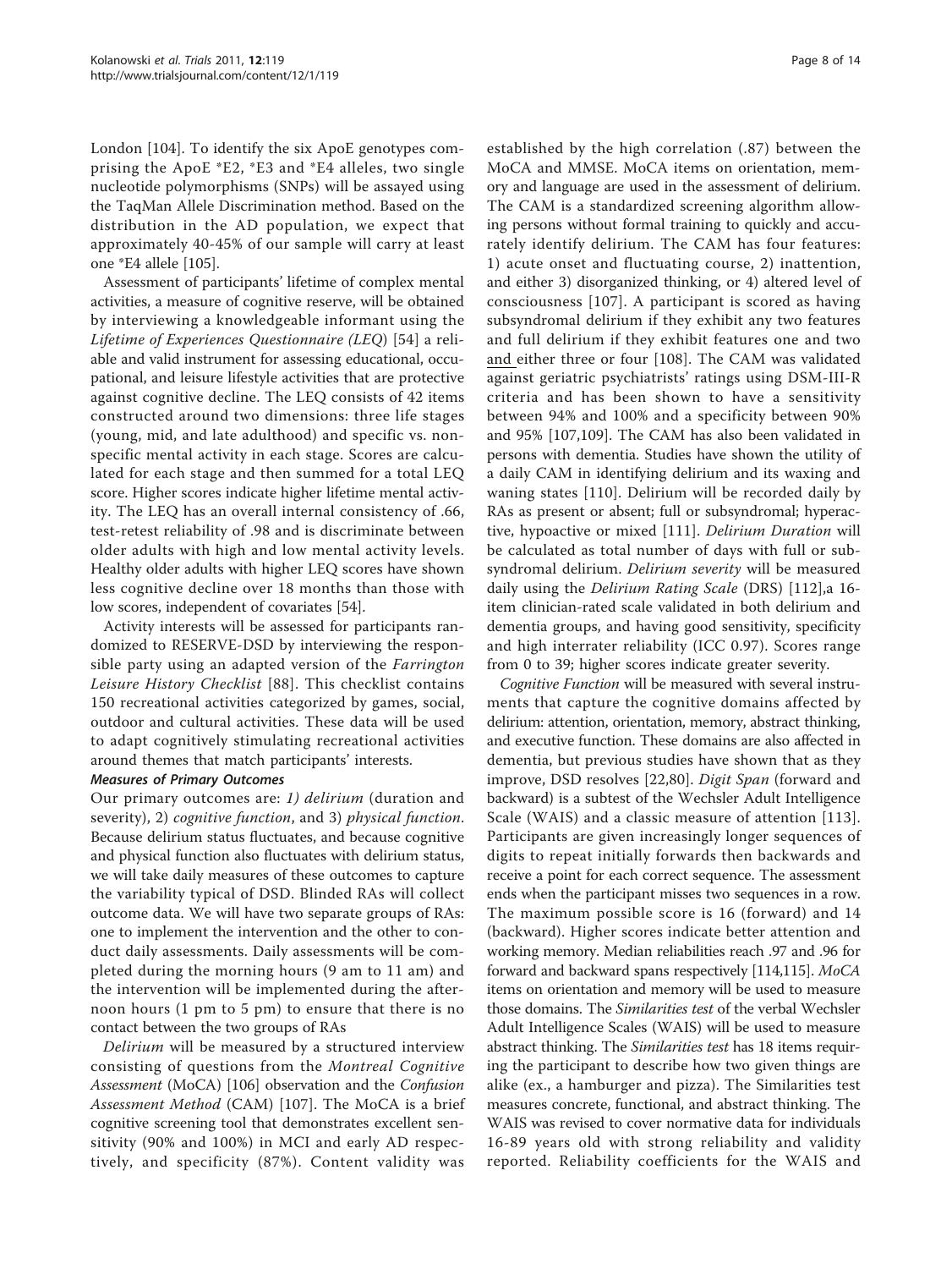London [104]. To identify the six ApoE genotypes comprising the ApoE *E2, *E3 and *E4 alleles, two single nucleotide polymorphisms (SNPs) will be assayed using the TaqMan Allele Discrimination method. Based on the distribution in the AD population, we expect that approximately 40-45% of our sample will carry at least one *E4 allele [105].

Assessment of participants' lifetime of complex mental activities, a measure of cognitive reserve, will be obtained by interviewing a knowledgeable informant using the *Lifetime of Experiences Questionnaire (LEQ)* [54] a reliable and valid instrument for assessing educational, occupational, and leisure lifestyle activities that are protective against cognitive decline. The LEQ consists of 42 items constructed around two dimensions: three life stages (young, mid, and late adulthood) and specific vs. nonspecific mental activity in each stage. Scores are calculated for each stage and then summed for a total LEQ score. Higher scores indicate higher lifetime mental activity. The LEQ has an overall internal consistency of .66, test-retest reliability of .98 and is discriminate between older adults with high and low mental activity levels. Healthy older adults with higher LEQ scores have shown less cognitive decline over 18 months than those with low scores, independent of covariates [54].

Activity interests will be assessed for participants randomized to RESERVE-DSD by interviewing the responsible party using an adapted version of the *Farrington Leisure History Checklist* [88]. This checklist contains 150 recreational activities categorized by games, social, outdoor and cultural activities. These data will be used to adapt cognitively stimulating recreational activities around themes that match participants' interests.

#### Measures of Primary Outcomes

Our primary outcomes are: *1) delirium* (duration and severity), 2) *cognitive function*, and 3) *physical function*. Because delirium status fluctuates, and because cognitive and physical function also fluctuates with delirium status, we will take daily measures of these outcomes to capture the variability typical of DSD. Blinded RAs will collect outcome data. We will have two separate groups of RAs: one to implement the intervention and the other to conduct daily assessments. Daily assessments will be completed during the morning hours (9 am to 11 am) and the intervention will be implemented during the afternoon hours (1 pm to 5 pm) to ensure that there is no contact between the two groups of RAs

*Delirium* will be measured by a structured interview consisting of questions from the *Montreal Cognitive Assessment* (MoCA) [106] observation and the *Confusion Assessment Method* (CAM) [107]. The MoCA is a brief cognitive screening tool that demonstrates excellent sensitivity (90% and 100%) in MCI and early AD respectively, and specificity (87%). Content validity was established by the high correlation (.87) between the MoCA and MMSE. MoCA items on orientation, memory and language are used in the assessment of delirium. The CAM is a standardized screening algorithm allowing persons without formal training to quickly and accurately identify delirium. The CAM has four features: 1) acute onset and fluctuating course, 2) inattention, and either 3) disorganized thinking, or 4) altered level of consciousness [107]. A participant is scored as having subsyndromal delirium if they exhibit any two features and full delirium if they exhibit features one and two and either three or four [108]. The CAM was validated against geriatric psychiatrists' ratings using DSM-III-R criteria and has been shown to have a sensitivity between 94% and 100% and a specificity between 90% and 95% [107,109]. The CAM has also been validated in persons with dementia. Studies have shown the utility of a daily CAM in identifying delirium and its waxing and waning states [110]. Delirium will be recorded daily by RAs as present or absent; full or subsyndromal; hyperactive, hypoactive or mixed [111]. *Delirium Duration* will be calculated as total number of days with full or subsyndromal delirium. *Delirium severity* will be measured daily using the *Delirium Rating Scale* (DRS) [112],a 16-item clinician-rated scale validated in both delirium and dementia groups, and having good sensitivity, specificity and high interrater reliability (ICC 0.97). Scores range from 0 to 39; higher scores indicate greater severity.

*Cognitive Function* will be measured with several instruments that capture the cognitive domains affected by delirium: attention, orientation, memory, abstract thinking, and executive function. These domains are also affected in dementia, but previous studies have shown that as they improve, DSD resolves [22,80]. *Digit Span* (forward and backward) is a subtest of the Wechsler Adult Intelligence Scale (WAIS) and a classic measure of attention [113]. Participants are given increasingly longer sequences of digits to repeat initially forwards then backwards and receive a point for each correct sequence. The assessment ends when the participant misses two sequences in a row. The maximum possible score is 16 (forward) and 14 (backward). Higher scores indicate better attention and working memory. Median reliabilities reach .97 and .96 for forward and backward spans respectively [114,115]. *MoCA* items on orientation and memory will be used to measure those domains. The *Similarities test* of the verbal Wechsler Adult Intelligence Scales (WAIS) will be used to measure abstract thinking. The *Similarities test* has 18 items requiring the participant to describe how two given things are alike (ex., a hamburger and pizza). The Similarities test measures concrete, functional, and abstract thinking. The WAIS was revised to cover normative data for individuals 16-89 years old with strong reliability and validity reported. Reliability coefficients for the WAIS and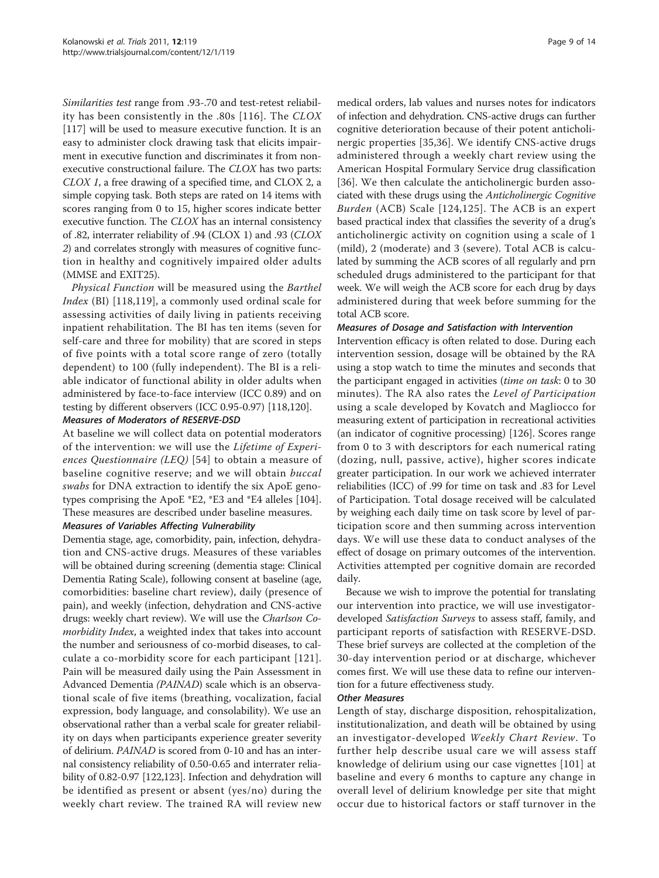*Similarities test* range from .93-.70 and test-retest reliability has been consistently in the .80s [116]. The *CLOX* [117] will be used to measure executive function. It is an easy to administer clock drawing task that elicits impairment in executive function and discriminates it from non-executive constructional failure. The *CLOX* has two parts: *CLOX 1*, a free drawing of a specified time, and CLOX 2, a simple copying task. Both steps are rated on 14 items with scores ranging from 0 to 15, higher scores indicate better executive function. The *CLOX* has an internal consistency of .82, interrater reliability of .94 (CLOX 1) and .93 (*CLOX 2*) and correlates strongly with measures of cognitive function in healthy and cognitively impaired older adults (MMSE and EXIT25).

*Physical Function* will be measured using the *Barthel Index* (BI) [118,119], a commonly used ordinal scale for assessing activities of daily living in patients receiving inpatient rehabilitation. The BI has ten items (seven for self-care and three for mobility) that are scored in steps of five points with a total score range of zero (totally dependent) to 100 (fully independent). The BI is a reliable indicator of functional ability in older adults when administered by face-to-face interview (ICC 0.89) and on testing by different observers (ICC 0.95-0.97) [118,120].

#### Measures of Moderators of RESERVE-DSD

At baseline we will collect data on potential moderators of the intervention: we will use the *Lifetime of Experiences Questionnaire (LEQ)* [54] to obtain a measure of baseline cognitive reserve; and we will obtain *buccal swabs* for DNA extraction to identify the six ApoE genotypes comprising the ApoE *E2, *E3 and *E4 alleles [104]. These measures are described under baseline measures.

#### Measures of Variables Affecting Vulnerability

Dementia stage, age, comorbidity, pain, infection, dehydration and CNS-active drugs. Measures of these variables will be obtained during screening (dementia stage: Clinical Dementia Rating Scale), following consent at baseline (age, comorbidities: baseline chart review), daily (presence of pain), and weekly (infection, dehydration and CNS-active drugs: weekly chart review). We will use the *Charlson Co-morbidity Index*, a weighted index that takes into account the number and seriousness of co-morbid diseases, to calculate a co-morbidity score for each participant [121]. Pain will be measured daily using the Pain Assessment in Advanced Dementia *(PAINAD)* scale which is an observational scale of five items (breathing, vocalization, facial expression, body language, and consolability). We use an observational rather than a verbal scale for greater reliability on days when participants experience greater severity of delirium. *PAINAD* is scored from 0-10 and has an internal consistency reliability of 0.50-0.65 and interrater reliability of 0.82-0.97 [122,123]. Infection and dehydration will be identified as present or absent (yes/no) during the weekly chart review. The trained RA will review new medical orders, lab values and nurses notes for indicators of infection and dehydration. CNS-active drugs can further cognitive deterioration because of their potent anticholinergic properties [35,36]. We identify CNS-active drugs administered through a weekly chart review using the American Hospital Formulary Service drug classification [36]. We then calculate the anticholinergic burden associated with these drugs using the *Anticholinergic Cognitive Burden* (ACB) Scale [124,125]. The ACB is an expert based practical index that classifies the severity of a drug's anticholinergic activity on cognition using a scale of 1 (mild), 2 (moderate) and 3 (severe). Total ACB is calculated by summing the ACB scores of all regularly and prn scheduled drugs administered to the participant for that week. We will weigh the ACB score for each drug by days administered during that week before summing for the total ACB score.

#### Measures of Dosage and Satisfaction with Intervention

Intervention efficacy is often related to dose. During each intervention session, dosage will be obtained by the RA using a stop watch to time the minutes and seconds that the participant engaged in activities (*time on task*: 0 to 30 minutes). The RA also rates the *Level of Participation* using a scale developed by Kovatch and Magliocco for measuring extent of participation in recreational activities (an indicator of cognitive processing) [126]. Scores range from 0 to 3 with descriptors for each numerical rating (dozing, null, passive, active), higher scores indicate greater participation. In our work we achieved interrater reliabilities (ICC) of .99 for time on task and .83 for Level of Participation. Total dosage received will be calculated by weighing each daily time on task score by level of participation score and then summing across intervention days. We will use these data to conduct analyses of the effect of dosage on primary outcomes of the intervention. Activities attempted per cognitive domain are recorded daily.

Because we wish to improve the potential for translating our intervention into practice, we will use investigator-developed *Satisfaction Surveys* to assess staff, family, and participant reports of satisfaction with RESERVE-DSD. These brief surveys are collected at the completion of the 30-day intervention period or at discharge, whichever comes first. We will use these data to refine our intervention for a future effectiveness study.

#### Other Measures

Length of stay, discharge disposition, rehospitalization, institutionalization, and death will be obtained by using an investigator-developed *Weekly Chart Review*. To further help describe usual care we will assess staff knowledge of delirium using our case vignettes [101] at baseline and every 6 months to capture any change in overall level of delirium knowledge per site that might occur due to historical factors or staff turnover in the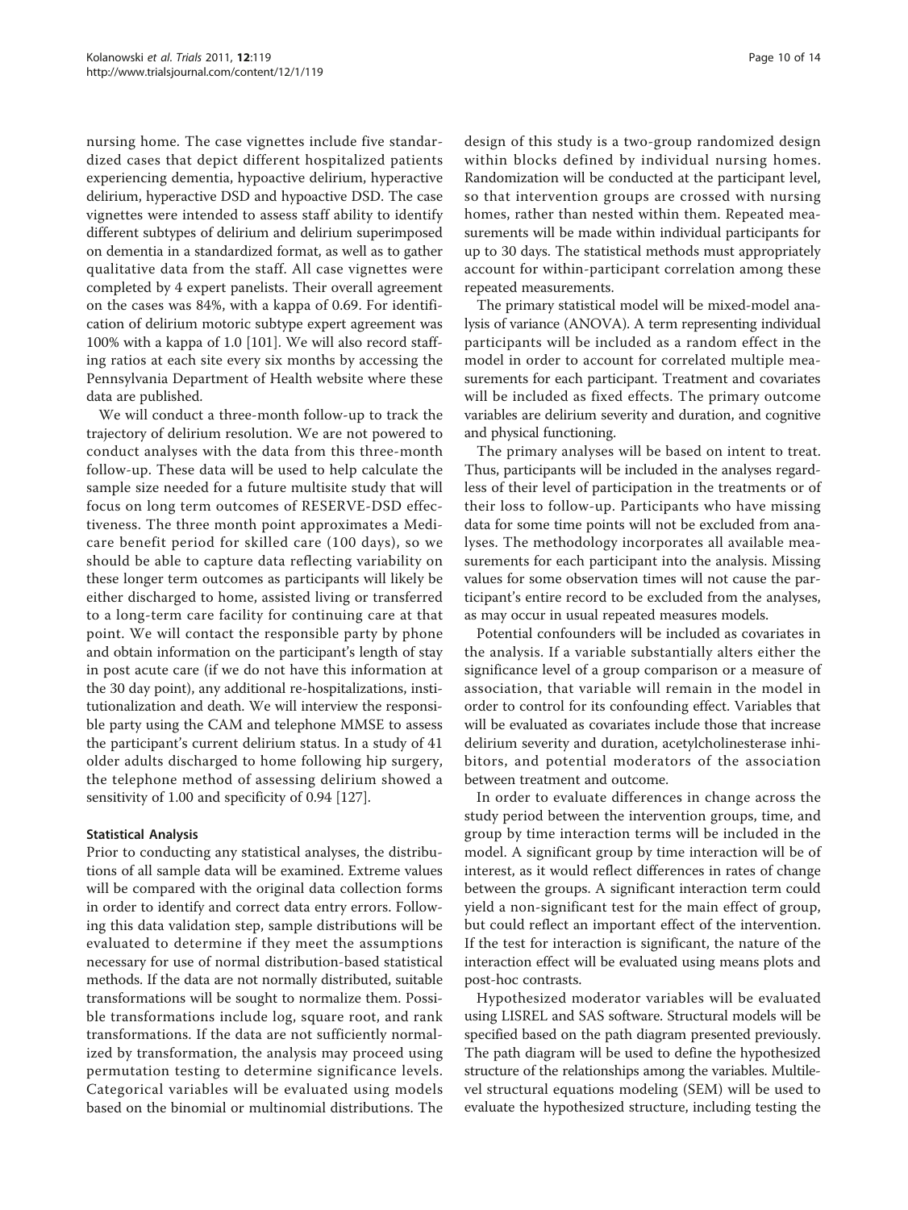nursing home. The case vignettes include five standardized cases that depict different hospitalized patients experiencing dementia, hypoactive delirium, hyperactive delirium, hyperactive DSD and hypoactive DSD. The case vignettes were intended to assess staff ability to identify different subtypes of delirium and delirium superimposed on dementia in a standardized format, as well as to gather qualitative data from the staff. All case vignettes were completed by 4 expert panelists. Their overall agreement on the cases was 84%, with a kappa of 0.69. For identification of delirium motoric subtype expert agreement was 100% with a kappa of 1.0 [101]. We will also record staffing ratios at each site every six months by accessing the Pennsylvania Department of Health website where these data are published.

We will conduct a three-month follow-up to track the trajectory of delirium resolution. We are not powered to conduct analyses with the data from this three-month follow-up. These data will be used to help calculate the sample size needed for a future multisite study that will focus on long term outcomes of RESERVE-DSD effectiveness. The three month point approximates a Medicare benefit period for skilled care (100 days), so we should be able to capture data reflecting variability on these longer term outcomes as participants will likely be either discharged to home, assisted living or transferred to a long-term care facility for continuing care at that point. We will contact the responsible party by phone and obtain information on the participant's length of stay in post acute care (if we do not have this information at the 30 day point), any additional re-hospitalizations, institutionalization and death. We will interview the responsible party using the CAM and telephone MMSE to assess the participant's current delirium status. In a study of 41 older adults discharged to home following hip surgery, the telephone method of assessing delirium showed a sensitivity of 1.00 and specificity of 0.94 [127].

### Statistical Analysis

Prior to conducting any statistical analyses, the distributions of all sample data will be examined. Extreme values will be compared with the original data collection forms in order to identify and correct data entry errors. Following this data validation step, sample distributions will be evaluated to determine if they meet the assumptions necessary for use of normal distribution-based statistical methods. If the data are not normally distributed, suitable transformations will be sought to normalize them. Possible transformations include log, square root, and rank transformations. If the data are not sufficiently normalized by transformation, the analysis may proceed using permutation testing to determine significance levels. Categorical variables will be evaluated using models based on the binomial or multinomial distributions. The design of this study is a two-group randomized design within blocks defined by individual nursing homes. Randomization will be conducted at the participant level, so that intervention groups are crossed with nursing homes, rather than nested within them. Repeated measurements will be made within individual participants for up to 30 days. The statistical methods must appropriately account for within-participant correlation among these repeated measurements.

The primary statistical model will be mixed-model analysis of variance (ANOVA). A term representing individual participants will be included as a random effect in the model in order to account for correlated multiple measurements for each participant. Treatment and covariates will be included as fixed effects. The primary outcome variables are delirium severity and duration, and cognitive and physical functioning.

The primary analyses will be based on intent to treat. Thus, participants will be included in the analyses regardless of their level of participation in the treatments or of their loss to follow-up. Participants who have missing data for some time points will not be excluded from analyses. The methodology incorporates all available measurements for each participant into the analysis. Missing values for some observation times will not cause the participant's entire record to be excluded from the analyses, as may occur in usual repeated measures models.

Potential confounders will be included as covariates in the analysis. If a variable substantially alters either the significance level of a group comparison or a measure of association, that variable will remain in the model in order to control for its confounding effect. Variables that will be evaluated as covariates include those that increase delirium severity and duration, acetylcholinesterase inhibitors, and potential moderators of the association between treatment and outcome.

In order to evaluate differences in change across the study period between the intervention groups, time, and group by time interaction terms will be included in the model. A significant group by time interaction will be of interest, as it would reflect differences in rates of change between the groups. A significant interaction term could yield a non-significant test for the main effect of group, but could reflect an important effect of the intervention. If the test for interaction is significant, the nature of the interaction effect will be evaluated using means plots and post-hoc contrasts.

Hypothesized moderator variables will be evaluated using LISREL and SAS software. Structural models will be specified based on the path diagram presented previously. The path diagram will be used to define the hypothesized structure of the relationships among the variables. Multilevel structural equations modeling (SEM) will be used to evaluate the hypothesized structure, including testing the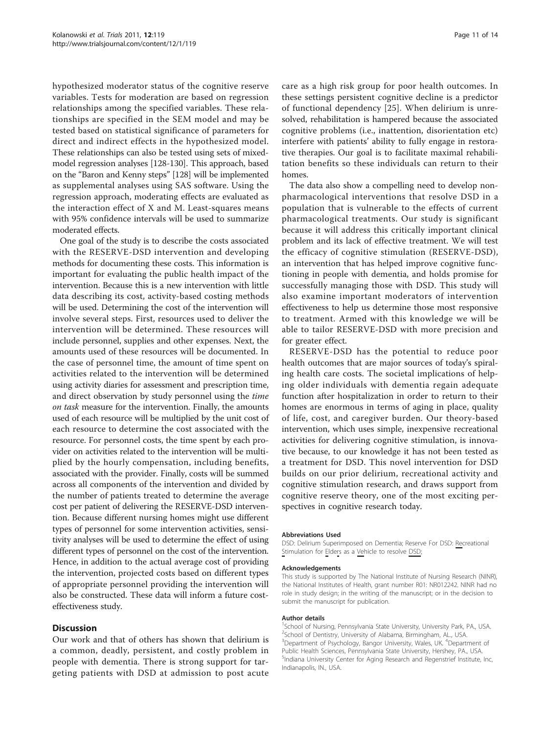hypothesized moderator status of the cognitive reserve variables. Tests for moderation are based on regression relationships among the specified variables. These relationships are specified in the SEM model and may be tested based on statistical significance of parameters for direct and indirect effects in the hypothesized model. These relationships can also be tested using sets of mixed-model regression analyses [128-130]. This approach, based on the "Baron and Kenny steps" [128] will be implemented as supplemental analyses using SAS software. Using the regression approach, moderating effects are evaluated as the interaction effect of X and M. Least-squares means with 95% confidence intervals will be used to summarize moderated effects.

One goal of the study is to describe the costs associated with the RESERVE-DSD intervention and developing methods for documenting these costs. This information is important for evaluating the public health impact of the intervention. Because this is a new intervention with little data describing its cost, activity-based costing methods will be used. Determining the cost of the intervention will involve several steps. First, resources used to deliver the intervention will be determined. These resources will include personnel, supplies and other expenses. Next, the amounts used of these resources will be documented. In the case of personnel time, the amount of time spent on activities related to the intervention will be determined using activity diaries for assessment and prescription time, and direct observation by study personnel using the *time on task* measure for the intervention. Finally, the amounts used of each resource will be multiplied by the unit cost of each resource to determine the cost associated with the resource. For personnel costs, the time spent by each provider on activities related to the intervention will be multiplied by the hourly compensation, including benefits, associated with the provider. Finally, costs will be summed across all components of the intervention and divided by the number of patients treated to determine the average cost per patient of delivering the RESERVE-DSD intervention. Because different nursing homes might use different types of personnel for some intervention activities, sensitivity analyses will be used to determine the effect of using different types of personnel on the cost of the intervention. Hence, in addition to the actual average cost of providing the intervention, projected costs based on different types of appropriate personnel providing the intervention will also be constructed. These data will inform a future cost-effectiveness study.

## Discussion

Our work and that of others has shown that delirium is a common, deadly, persistent, and costly problem in people with dementia. There is strong support for targeting patients with DSD at admission to post acute care as a high risk group for poor health outcomes. In these settings persistent cognitive decline is a predictor of functional dependency [25]. When delirium is unresolved, rehabilitation is hampered because the associated cognitive problems (i.e., inattention, disorientation etc) interfere with patients' ability to fully engage in restorative therapies. Our goal is to facilitate maximal rehabilitation benefits so these individuals can return to their homes.

The data also show a compelling need to develop non-pharmacological interventions that resolve DSD in a population that is vulnerable to the effects of current pharmacological treatments. Our study is significant because it will address this critically important clinical problem and its lack of effective treatment. We will test the efficacy of cognitive stimulation (RESERVE-DSD), an intervention that has helped improve cognitive functioning in people with dementia, and holds promise for successfully managing those with DSD. This study will also examine important moderators of intervention effectiveness to help us determine those most responsive to treatment. Armed with this knowledge we will be able to tailor RESERVE-DSD with more precision and for greater effect.

RESERVE-DSD has the potential to reduce poor health outcomes that are major sources of today's spiraling health care costs. The societal implications of helping older individuals with dementia regain adequate function after hospitalization in order to return to their homes are enormous in terms of aging in place, quality of life, cost, and caregiver burden. Our theory-based intervention, which uses simple, inexpensive recreational activities for delivering cognitive stimulation, is innovative because, to our knowledge it has not been tested as a treatment for DSD. This novel intervention for DSD builds on our prior delirium, recreational activity and cognitive stimulation research, and draws support from cognitive reserve theory, one of the most exciting perspectives in cognitive research today.

#### Abbreviations Used

DSD: Delirium Superimposed on Dementia; Reserve For DSD: Recreational Stimulation for Elders as a Vehicle to resolve DSD;

#### Acknowledgements

This study is supported by The National Institute of Nursing Research (NINR), the National Institutes of Health, grant number R01: NR012242. NINR had no role in study design; in the writing of the manuscript; or in the decision to submit the manuscript for publication.

#### Author details

[1]School of Nursing, Pennsylvania State University, University Park, PA., USA. [2]School of Dentistry, University of Alabama, Birmingham, AL., USA. [3]Department of Psychology, Bangor University, Wales, UK. [4]Department of Public Health Sciences, Pennsylvania State University, Hershey, PA., USA. [5]Indiana University Center for Aging Research and Regenstrief Institute, Inc, Indianapolis, IN., USA.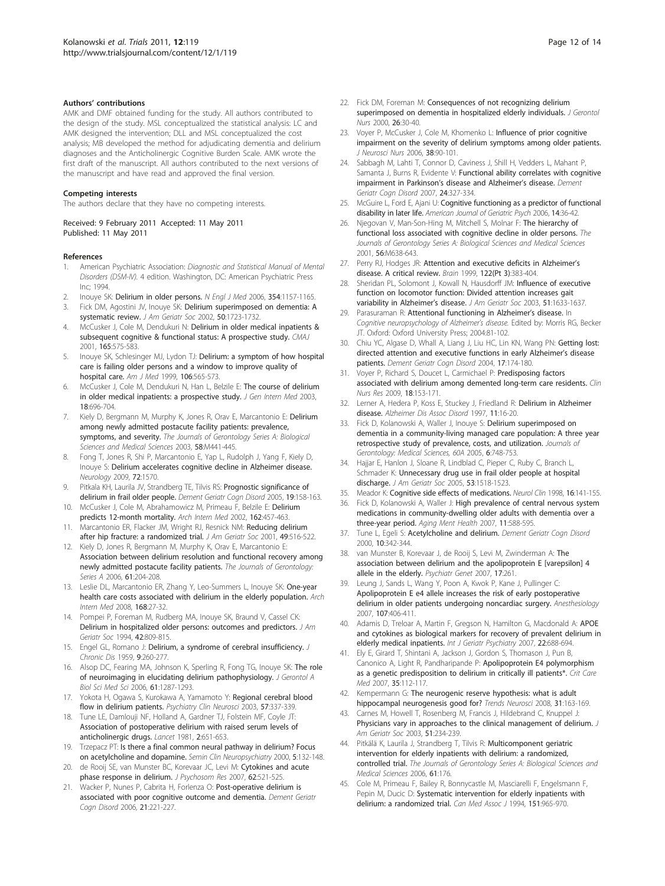#### Authors' contributions

AMK and DMF obtained funding for the study. All authors contributed to the design of the study. MSL conceptualized the statistical analysis: LC and AMK designed the intervention; DLL and MSL conceptualized the cost analysis; MB developed the method for adjudicating dementia and delirium diagnoses and the Anticholinergic Cognitive Burden Scale. AMK wrote the first draft of the manuscript. All authors contributed to the next versions of the manuscript and have read and approved the final version.

#### Competing interests

The authors declare that they have no competing interests.

Received: 9 February 2011 Accepted: 11 May 2011
Published: 11 May 2011

#### References

1. American Psychiatric Association: *Diagnostic and Statistical Manual of Mental Disorders (DSM-IV).* 4 edition. Washington, DC: American Psychiatric Press Inc; 1994.
2. Inouye SK: **Delirium in older persons.** *N Engl J Med* 2006, **354**:1157-1165.
3. Fick DM, Agostini JV, Inouye SK: **Delirium superimposed on dementia: A systematic review.** *J Am Geriatr Soc* 2002, **50**:1723-1732.
4. McCusker J, Cole M, Dendukuri N: **Delirium in older medical inpatients & subsequent cognitive & functional status: A prospective study.** *CMAJ* 2001, **165**:575-583.
5. Inouye SK, Schlesinger MJ, Lydon TJ: **Delirium: a symptom of how hospital care is failing older persons and a window to improve quality of hospital care.** *Am J Med* 1999, **106**:565-573.
6. McCusker J, Cole M, Dendukuri N, Han L, Belzile E: **The course of delirium in older medical inpatients: a prospective study.** *J Gen Intern Med* 2003, **18**:696-704.
7. Kiely D, Bergmann M, Murphy K, Jones R, Orav E, Marcantonio E: **Delirium among newly admitted postacute facility patients: prevalence, symptoms, and severity.** *The Journals of Gerontology Series A: Biological Sciences and Medical Sciences* 2003, **58**:M441-445.
8. Fong T, Jones R, Shi P, Marcantonio E, Yap L, Rudolph J, Yang F, Kiely D, Inouye S: **Delirium accelerates cognitive decline in Alzheimer disease.** *Neurology* 2009, **72**:1570.
9. Pitkala KH, Laurila JV, Strandberg TE, Tilvis RS: **Prognostic significance of delirium in frail older people.** *Dement Geriatr Cogn Disord* 2005, **19**:158-163.
10. McCusker J, Cole M, Abrahamowicz M, Primeau F, Belzile E: **Delirium predicts 12-month mortality.** *Arch Intern Med* 2002, **162**:457-463.
11. Marcantonio ER, Flacker JM, Wright RJ, Resnick NM: **Reducing delirium after hip fracture: a randomized trial.** *J Am Geriatr Soc* 2001, **49**:516-522.
12. Kiely D, Jones R, Bergmann M, Murphy K, Orav E, Marcantonio E: **Association between delirium resolution and functional recovery among newly admitted postacute facility patients.** *The Journals of Gerontology: Series A* 2006, **61**:204-208.
13. Leslie DL, Marcantonio ER, Zhang Y, Leo-Summers L, Inouye SK: **One-year health care costs associated with delirium in the elderly population.** *Arch Intern Med* 2008, **168**:27-32.
14. Pompei P, Foreman M, Rudberg MA, Inouye SK, Braund V, Cassel CK: **Delirium in hospitalized older persons: outcomes and predictors.** *J Am Geriatr Soc* 1994, **42**:809-815.
15. Engel GL, Romano J: **Delirium, a syndrome of cerebral insufficiency.** *J Chronic Dis* 1959, **9**:260-277.
16. Alsop DC, Fearing MA, Johnson K, Sperling R, Fong TG, Inouye SK: **The role of neuroimaging in elucidating delirium pathophysiology.** *J Gerontol A Biol Sci Med Sci* 2006, **61**:1287-1293.
17. Yokota H, Ogawa S, Kurokawa A, Yamamoto Y: **Regional cerebral blood flow in delirium patients.** *Psychiatry Clin Neurosci* 2003, **57**:337-339.
18. Tune LE, Damlouji NF, Holland A, Gardner TJ, Folstein MF, Coyle JT: **Association of postoperative delirium with raised serum levels of anticholinergic drugs.** *Lancet* 1981, **2**:651-653.
19. Trzepacz PT: **Is there a final common neural pathway in delirium? Focus on acetylcholine and dopamine.** *Semin Clin Neuropsychiatry* 2000, **5**:132-148.
20. de Rooij SE, van Munster BC, Korevaar JC, Levi M: **Cytokines and acute phase response in delirium.** *J Psychosom Res* 2007, **62**:521-525.
21. Wacker P, Nunes P, Cabrita H, Forlenza O: **Post-operative delirium is associated with poor cognitive outcome and dementia.** *Dement Geriatr Cogn Disord* 2006, **21**:221-227.
22. Fick DM, Foreman M: **Consequences of not recognizing delirium superimposed on dementia in hospitalized elderly individuals.** *J Gerontol Nurs* 2000, **26**:30-40.
23. Voyer P, McCusker J, Cole M, Khomenko L: **Influence of prior cognitive impairment on the severity of delirium symptoms among older patients.** *J Neurosci Nurs* 2006, **38**:90-101.
24. Sabbagh M, Lahti T, Connor D, Caviness J, Shill H, Vedders L, Mahant P, Samanta J, Burns R, Evidente V: **Functional ability correlates with cognitive impairment in Parkinson's disease and Alzheimer's disease.** *Dement Geriatr Cogn Disord* 2007, **24**:327-334.
25. McGuire L, Ford E, Ajani U: **Cognitive functioning as a predictor of functional disability in later life.** *American Journal of Geriatric Psych* 2006, **14**:36-42.
26. Njegovan V, Man-Son-Hing M, Mitchell S, Molnar F: **The hierarchy of functional loss associated with cognitive decline in older persons.** *The Journals of Gerontology Series A: Biological Sciences and Medical Sciences* 2001, **56**:M638-643.
27. Perry RJ, Hodges JR: **Attention and executive deficits in Alzheimer's disease. A critical review.** *Brain* 1999, **122(Pt 3)**:383-404.
28. Sheridan PL, Solomont J, Kowall N, Hausdorff JM: **Influence of executive function on locomotor function: Divided attention increases gait variability in Alzheimer's disease.** *J Am Geriatr Soc* 2003, **51**:1633-1637.
29. Parasuraman R: **Attentional functioning in Alzheimer's disease.** In *Cognitive neuropsychology of Alzheimer's disease.* Edited by: Morris RG, Becker JT. Oxford: Oxford University Press; 2004:81-102.
30. Chiu YC, Algase D, Whall A, Liang J, Liu HC, Lin KN, Wang PN: **Getting lost: directed attention and executive functions in early Alzheimer's disease patients.** *Dement Geriatr Cogn Disord* 2004, **17**:174-180.
31. Voyer P, Richard S, Doucet L, Carmichael P: **Predisposing factors associated with delirium among demented long-term care residents.** *Clin Nurs Res* 2009, **18**:153-171.
32. Lerner A, Hedera P, Koss E, Stuckey J, Friedland R: **Delirium in Alzheimer disease.** *Alzheimer Dis Assoc Disord* 1997, **11**:16-20.
33. Fick D, Kolanowski A, Waller J, Inouye S: **Delirium superimposed on dementia in a community-living managed care population: A three year retrospective study of prevalence, costs, and utilization.** *Journals of Gerontology: Medical Sciences, 60A* 2005, **6**:748-753.
34. Hajjar E, Hanlon J, Sloane R, Lindblad C, Pieper C, Ruby C, Branch L, Schmader K: **Unnecessary drug use in frail older people at hospital discharge.** *J Am Geriatr Soc* 2005, **53**:1518-1523.
35. Meador K: **Cognitive side effects of medications.** *Neurol Clin* 1998, **16**:141-155.
36. Fick D, Kolanowski A, Waller J: **High prevalence of central nervous system medications in community-dwelling older adults with dementia over a three-year period.** *Aging Ment Health* 2007, **11**:588-595.
37. Tune L, Egeli S: **Acetylcholine and delirium.** *Dement Geriatr Cogn Disord* 2000, **10**:342-344.
38. van Munster B, Korevaar J, de Rooij S, Levi M, Zwinderman A: **The association between delirium and the apolipoprotein E [varepsilon] 4 allele in the elderly.** *Psychiatr Genet* 2007, **17**:261.
39. Leung J, Sands L, Wang Y, Poon A, Kwok P, Kane J, Pullinger C: **Apolipoprotein E e4 allele increases the risk of early postoperative delirium in older patients undergoing noncardiac surgery.** *Anesthesiology* 2007, **107**:406-411.
40. Adamis D, Treloar A, Martin F, Gregson N, Hamilton G, Macdonald A: **APOE and cytokines as biological markers for recovery of prevalent delirium in elderly medical inpatients.** *Int J Geriatr Psychiatry* 2007, **22**:688-694.
41. Ely E, Girard T, Shintani A, Jackson J, Gordon S, Thomason J, Pun B, Canonico A, Light R, Pandharipande P: **Apolipoprotein E4 polymorphism as a genetic predisposition to delirium in critically ill patients*.** *Crit Care Med* 2007, **35**:112-117.
42. Kempermann G: **The neurogenic reserve hypothesis: what is adult hippocampal neurogenesis good for?** *Trends Neurosci* 2008, **31**:163-169.
43. Carnes M, Howell T, Rosenberg M, Francis J, Hildebrand C, Knuppel J: **Physicians vary in approaches to the clinical management of delirium.** *J Am Geriatr Soc* 2003, **51**:234-239.
44. Pitkälä K, Laurila J, Strandberg T, Tilvis R: **Multicomponent geriatric intervention for elderly inpatients with delirium: a randomized, controlled trial.** *The Journals of Gerontology Series A: Biological Sciences and Medical Sciences* 2006, **61**:176.
45. Cole M, Primeau F, Bailey R, Bonnycastle M, Masciarelli F, Engelsmann F, Pepin M, Ducic D: **Systematic intervention for elderly inpatients with delirium: a randomized trial.** *Can Med Assoc J* 1994, **151**:965-970.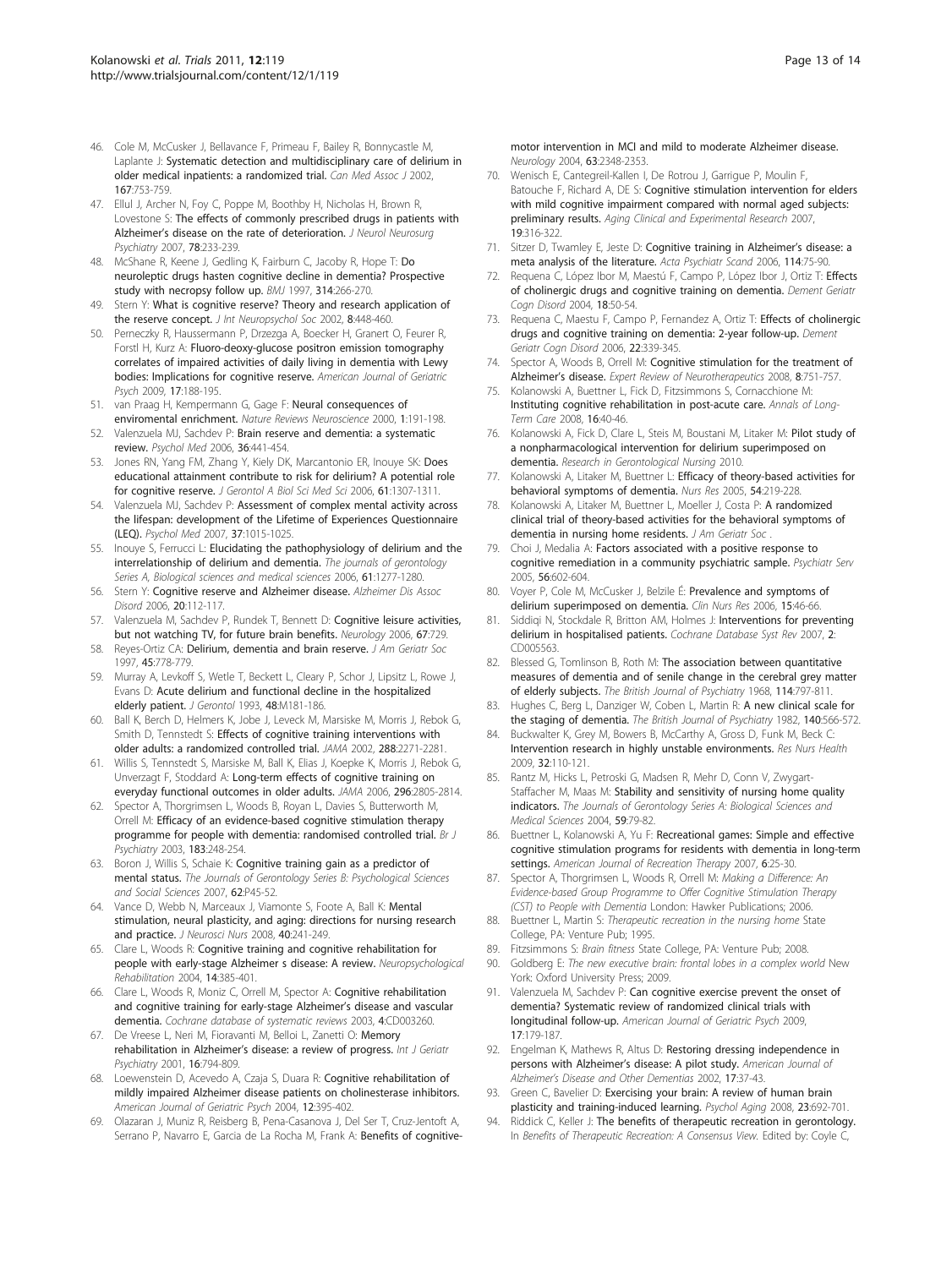46. Cole M, McCusker J, Bellavance F, Primeau F, Bailey R, Bonnycastle M, Laplante J: **Systematic detection and multidisciplinary care of delirium in older medical inpatients: a randomized trial.** *Can Med Assoc J* 2002, **167**:753-759.
47. Ellul J, Archer N, Foy C, Poppe M, Boothby H, Nicholas H, Brown R, Lovestone S: **The effects of commonly prescribed drugs in patients with Alzheimer's disease on the rate of deterioration.** *J Neurol Neurosurg Psychiatry* 2007, **78**:233-239.
48. McShane R, Keene J, Gedling K, Fairburn C, Jacoby R, Hope T: **Do neuroleptic drugs hasten cognitive decline in dementia? Prospective study with necropsy follow up.** *BMJ* 1997, **314**:266-270.
49. Stern Y: **What is cognitive reserve? Theory and research application of the reserve concept.** *J Int Neuropsychol Soc* 2002, **8**:448-460.
50. Perneczky R, Haussermann P, Drzezga A, Boecker H, Granert O, Feurer R, Forstl H, Kurz A: **Fluoro-deoxy-glucose positron emission tomography correlates of impaired activities of daily living in dementia with Lewy bodies: Implications for cognitive reserve.** *American Journal of Geriatric Psych* 2009, **17**:188-195.
51. van Praag H, Kempermann G, Gage F: **Neural consequences of enviromental enrichment.** *Nature Reviews Neuroscience* 2000, **1**:191-198.
52. Valenzuela MJ, Sachdev P: **Brain reserve and dementia: a systematic review.** *Psychol Med* 2006, **36**:441-454.
53. Jones RN, Yang FM, Zhang Y, Kiely DK, Marcantonio ER, Inouye SK: **Does educational attainment contribute to risk for delirium? A potential role for cognitive reserve.** *J Gerontol A Biol Sci Med Sci* 2006, **61**:1307-1311.
54. Valenzuela MJ, Sachdev P: **Assessment of complex mental activity across the lifespan: development of the Lifetime of Experiences Questionnaire (LEQ).** *Psychol Med* 2007, **37**:1015-1025.
55. Inouye S, Ferrucci L: **Elucidating the pathophysiology of delirium and the interrelationship of delirium and dementia.** *The journals of gerontology Series A, Biological sciences and medical sciences* 2006, **61**:1277-1280.
56. Stern Y: **Cognitive reserve and Alzheimer disease.** *Alzheimer Dis Assoc Disord* 2006, **20**:112-117.
57. Valenzuela M, Sachdev P, Rundek T, Bennett D: **Cognitive leisure activities, but not watching TV, for future brain benefits.** *Neurology* 2006, **67**:729.
58. Reyes-Ortiz CA: **Delirium, dementia and brain reserve.** *J Am Geriatr Soc* 1997, **45**:778-779.
59. Murray A, Levkoff S, Wetle T, Beckett L, Cleary P, Schor J, Lipsitz L, Rowe J, Evans D: **Acute delirium and functional decline in the hospitalized elderly patient.** *J Gerontol* 1993, **48**:M181-186.
60. Ball K, Berch D, Helmers K, Jobe J, Leveck M, Marsiske M, Morris J, Rebok G, Smith D, Tennstedt S: **Effects of cognitive training interventions with older adults: a randomized controlled trial.** *JAMA* 2002, **288**:2271-2281.
61. Willis S, Tennstedt S, Marsiske M, Ball K, Elias J, Koepke K, Morris J, Rebok G, Unverzagt F, Stoddard A: **Long-term effects of cognitive training on everyday functional outcomes in older adults.** *JAMA* 2006, **296**:2805-2814.
62. Spector A, Thorgrimsen L, Woods B, Royan L, Davies S, Butterworth M, Orrell M: **Efficacy of an evidence-based cognitive stimulation therapy programme for people with dementia: randomised controlled trial.** *Br J Psychiatry* 2003, **183**:248-254.
63. Boron J, Willis S, Schaie K: **Cognitive training gain as a predictor of mental status.** *The Journals of Gerontology Series B: Psychological Sciences and Social Sciences* 2007, **62**:P45-52.
64. Vance D, Webb N, Marceaux J, Viamonte S, Foote A, Ball K: **Mental stimulation, neural plasticity, and aging: directions for nursing research and practice.** *J Neurosci Nurs* 2008, **40**:241-249.
65. Clare L, Woods R: **Cognitive training and cognitive rehabilitation for people with early-stage Alzheimer s disease: A review.** *Neuropsychological Rehabilitation* 2004, **14**:385-401.
66. Clare L, Woods R, Moniz C, Orrell M, Spector A: **Cognitive rehabilitation and cognitive training for early-stage Alzheimer's disease and vascular dementia.** *Cochrane database of systematic reviews* 2003, **4**:CD003260.
67. De Vreese L, Neri M, Fioravanti M, Belloi L, Zanetti O: **Memory rehabilitation in Alzheimer's disease: a review of progress.** *Int J Geriatr Psychiatry* 2001, **16**:794-809.
68. Loewenstein D, Acevedo A, Czaja S, Duara R: **Cognitive rehabilitation of mildly impaired Alzheimer disease patients on cholinesterase inhibitors.** *American Journal of Geriatric Psych* 2004, **12**:395-402.
69. Olazaran J, Muniz R, Reisberg B, Pena-Casanova J, Del Ser T, Cruz-Jentoft A, Serrano P, Navarro E, Garcia de La Rocha M, Frank A: **Benefits of cognitive-motor intervention in MCI and mild to moderate Alzheimer disease.** *Neurology* 2004, **63**:2348-2353.
70. Wenisch E, Cantegreil-Kallen I, De Rotrou J, Garrigue P, Moulin F, Batouche F, Richard A, DE S: **Cognitive stimulation intervention for elders with mild cognitive impairment compared with normal aged subjects: preliminary results.** *Aging Clinical and Experimental Research* 2007, **19**:316-322.
71. Sitzer D, Twamley E, Jeste D: **Cognitive training in Alzheimer's disease: a meta analysis of the literature.** *Acta Psychiatr Scand* 2006, **114**:75-90.
72. Requena C, López Ibor M, Maestú F, Campo P, López Ibor J, Ortiz T: **Effects of cholinergic drugs and cognitive training on dementia.** *Dement Geriatr Cogn Disord* 2004, **18**:50-54.
73. Requena C, Maestu F, Campo P, Fernandez A, Ortiz T: **Effects of cholinergic drugs and cognitive training on dementia: 2-year follow-up.** *Dement Geriatr Cogn Disord* 2006, **22**:339-345.
74. Spector A, Woods B, Orrell M: **Cognitive stimulation for the treatment of Alzheimer's disease.** *Expert Review of Neurotherapeutics* 2008, **8**:751-757.
75. Kolanowski A, Buettner L, Fick D, Fitzsimmons S, Cornacchione M: **Instituting cognitive rehabilitation in post-acute care.** *Annals of Long-Term Care* 2008, **16**:40-46.
76. Kolanowski A, Fick D, Clare L, Steis M, Boustani M, Litaker M: **Pilot study of a nonpharmacological intervention for delirium superimposed on dementia.** *Research in Gerontological Nursing* 2010.
77. Kolanowski A, Litaker M, Buettner L: **Efficacy of theory-based activities for behavioral symptoms of dementia.** *Nurs Res* 2005, **54**:219-228.
78. Kolanowski A, Litaker M, Buettner L, Moeller J, Costa P: **A randomized clinical trial of theory-based activities for the behavioral symptoms of dementia in nursing home residents.** *J Am Geriatr Soc* .
79. Choi J, Medalia A: **Factors associated with a positive response to cognitive remediation in a community psychiatric sample.** *Psychiatr Serv* 2005, **56**:602-604.
80. Voyer P, Cole M, McCusker J, Belzile É: **Prevalence and symptoms of delirium superimposed on dementia.** *Clin Nurs Res* 2006, **15**:46-66.
81. Siddiqi N, Stockdale R, Britton AM, Holmes J: **Interventions for preventing delirium in hospitalised patients.** *Cochrane Database Syst Rev* 2007, **2**: CD005563.
82. Blessed G, Tomlinson B, Roth M: **The association between quantitative measures of dementia and of senile change in the cerebral grey matter of elderly subjects.** *The British Journal of Psychiatry* 1968, **114**:797-811.
83. Hughes C, Berg L, Danziger W, Coben L, Martin R: **A new clinical scale for the staging of dementia.** *The British Journal of Psychiatry* 1982, **140**:566-572.
84. Buckwalter K, Grey M, Bowers B, McCarthy A, Gross D, Funk M, Beck C: **Intervention research in highly unstable environments.** *Res Nurs Health* 2009, **32**:110-121.
85. Rantz M, Hicks L, Petroski G, Madsen R, Mehr D, Conn V, Zwygart-Staffacher M, Maas M: **Stability and sensitivity of nursing home quality indicators.** *The Journals of Gerontology Series A: Biological Sciences and Medical Sciences* 2004, **59**:79-82.
86. Buettner L, Kolanowski A, Yu F: **Recreational games: Simple and effective cognitive stimulation programs for residents with dementia in long-term settings.** *American Journal of Recreation Therapy* 2007, **6**:25-30.
87. Spector A, Thorgrimsen L, Woods R, Orrell M: *Making a Difference: An Evidence-based Group Programme to Offer Cognitive Stimulation Therapy (CST) to People with Dementia* London: Hawker Publications; 2006.
88. Buettner L, Martin S: *Therapeutic recreation in the nursing home* State College, PA: Venture Pub; 1995.
89. Fitzsimmons S: *Brain fitness* State College, PA: Venture Pub; 2008.
90. Goldberg E: *The new executive brain: frontal lobes in a complex world* New York: Oxford University Press; 2009.
91. Valenzuela M, Sachdev P: **Can cognitive exercise prevent the onset of dementia? Systematic review of randomized clinical trials with longitudinal follow-up.** *American Journal of Geriatric Psych* 2009, **17**:179-187.
92. Engelman K, Mathews R, Altus D: **Restoring dressing independence in persons with Alzheimer's disease: A pilot study.** *American Journal of Alzheimer's Disease and Other Dementias* 2002, **17**:37-43.
93. Green C, Bavelier D: **Exercising your brain: A review of human brain plasticity and training-induced learning.** *Psychol Aging* 2008, **23**:692-701.
94. Riddick C, Keller J: **The benefits of therapeutic recreation in gerontology.** In *Benefits of Therapeutic Recreation: A Consensus View.* Edited by: Coyle C,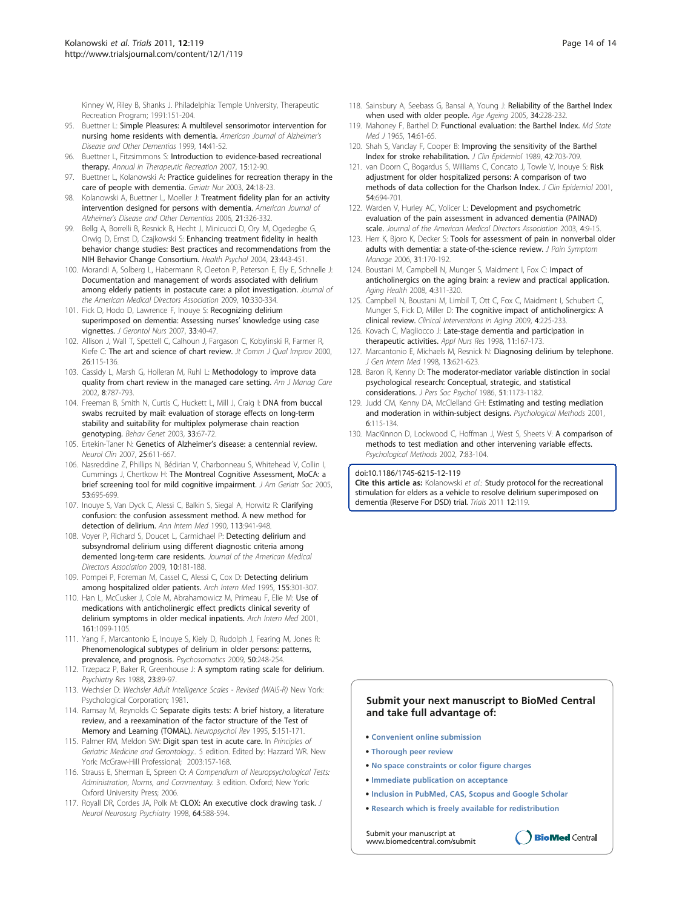Kinney W, Riley B, Shanks J. Philadelphia: Temple University, Therapeutic Recreation Program; 1991:151-204.

95. Buettner L: **Simple Pleasures: A multilevel sensorimotor intervention for nursing home residents with dementia.** *American Journal of Alzheimer's Disease and Other Dementias* 1999, **14**:41-52.
96. Buettner L, Fitzsimmons S: **Introduction to evidence-based recreational therapy.** *Annual in Therapeutic Recreation* 2007, **15**:12-90.
97. Buettner L, Kolanowski A: **Practice guidelines for recreation therapy in the care of people with dementia.** *Geriatr Nur* 2003, **24**:18-23.
98. Kolanowski A, Buettner L, Moeller J: **Treatment fidelity plan for an activity intervention designed for persons with dementia.** *American Journal of Alzheimer's Disease and Other Dementias* 2006, **21**:326-332.
99. Bellg A, Borrelli B, Resnick B, Hecht J, Minicucci D, Ory M, Ogedegbe G, Orwig D, Ernst D, Czajkowski S: **Enhancing treatment fidelity in health behavior change studies: Best practices and recommendations from the NIH Behavior Change Consortium.** *Health Psychol* 2004, **23**:443-451.
100. Morandi A, Solberg L, Habermann R, Cleeton P, Peterson E, Ely E, Schnelle J: **Documentation and management of words associated with delirium among elderly patients in postacute care: a pilot investigation.** *Journal of the American Medical Directors Association* 2009, **10**:330-334.
101. Fick D, Hodo D, Lawrence F, Inouye S: **Recognizing delirium superimposed on dementia: Assessing nurses' knowledge using case vignettes.** *J Gerontol Nurs* 2007, **33**:40-47.
102. Allison J, Wall T, Spettell C, Calhoun J, Fargason C, Kobylinski R, Farmer R, Kiefe C: **The art and science of chart review.** *Jt Comm J Qual Improv* 2000, **26**:115-136.
103. Cassidy L, Marsh G, Holleran M, Ruhl L: **Methodology to improve data quality from chart review in the managed care setting.** *Am J Manag Care* 2002, **8**:787-793.
104. Freeman B, Smith N, Curtis C, Huckett L, Mill J, Craig I: **DNA from buccal swabs recruited by mail: evaluation of storage effects on long-term stability and suitability for multiplex polymerase chain reaction genotyping.** *Behav Genet* 2003, **33**:67-72.
105. Ertekin-Taner N: **Genetics of Alzheimer's disease: a centennial review.** *Neurol Clin* 2007, **25**:611-667.
106. Nasreddine Z, Phillips N, Bédirian V, Charbonneau S, Whitehead V, Collin I, Cummings J, Chertkow H: **The Montreal Cognitive Assessment, MoCA: a brief screening tool for mild cognitive impairment.** *J Am Geriatr Soc* 2005, **53**:695-699.
107. Inouye S, Van Dyck C, Alessi C, Balkin S, Siegal A, Horwitz R: **Clarifying confusion: the confusion assessment method. A new method for detection of delirium.** *Ann Intern Med* 1990, **113**:941-948.
108. Voyer P, Richard S, Doucet L, Carmichael P: **Detecting delirium and subsyndromal delirium using different diagnostic criteria among demented long-term care residents.** *Journal of the American Medical Directors Association* 2009, **10**:181-188.
109. Pompei P, Foreman M, Cassel C, Alessi C, Cox D: **Detecting delirium among hospitalized older patients.** *Arch Intern Med* 1995, **155**:301-307.
110. Han L, McCusker J, Cole M, Abrahamowicz M, Primeau F, Elie M: **Use of medications with anticholinergic effect predicts clinical severity of delirium symptoms in older medical inpatients.** *Arch Intern Med* 2001, **161**:1099-1105.
111. Yang F, Marcantonio E, Inouye S, Kiely D, Rudolph J, Fearing M, Jones R: **Phenomenological subtypes of delirium in older persons: patterns, prevalence, and prognosis.** *Psychosomatics* 2009, **50**:248-254.
112. Trzepacz P, Baker R, Greenhouse J: **A symptom rating scale for delirium.** *Psychiatry Res* 1988, **23**:89-97.
113. Wechsler D: *Wechsler Adult Intelligence Scales - Revised (WAIS-R)* New York: Psychological Corporation; 1981.
114. Ramsay M, Reynolds C: **Separate digits tests: A brief history, a literature review, and a reexamination of the factor structure of the Test of Memory and Learning (TOMAL).** *Neuropsychol Rev* 1995, **5**:151-171.
115. Palmer RM, Meldon SW: **Digit span test in acute care.** In *Principles of Geriatric Medicine and Gerontology.* 5 edition. Edited by: Hazzard WR. New York: McGraw-Hill Professional; 2003:157-168.
116. Strauss E, Sherman E, Spreen O: *A Compendium of Neuropsychological Tests: Administration, Norms, and Commentary.* 3 edition. Oxford; New York: Oxford University Press; 2006.
117. Royall DR, Cordes JA, Polk M: **CLOX: An executive clock drawing task.** *J Neurol Neurosurg Psychiatry* 1998, **64**:588-594.
118. Sainsbury A, Seebass G, Bansal A, Young J: **Reliability of the Barthel Index when used with older people.** *Age Ageing* 2005, **34**:228-232.
119. Mahoney F, Barthel D: **Functional evaluation: the Barthel Index.** *Md State Med J* 1965, **14**:61-65.
120. Shah S, Vanclay F, Cooper B: **Improving the sensitivity of the Barthel Index for stroke rehabilitation.** *J Clin Epidemiol* 1989, **42**:703-709.
121. van Doorn C, Bogardus S, Williams C, Concato J, Towle V, Inouye S: **Risk adjustment for older hospitalized persons: A comparison of two methods of data collection for the Charlson Index.** *J Clin Epidemiol* 2001, **54**:694-701.
122. Warden V, Hurley AC, Volicer L: **Development and psychometric evaluation of the pain assessment in advanced dementia (PAINAD) scale.** *Journal of the American Medical Directors Association* 2003, **4**:9-15.
123. Herr K, Bjoro K, Decker S: **Tools for assessment of pain in nonverbal older adults with dementia: a state-of-the-science review.** *J Pain Symptom Manage* 2006, **31**:170-192.
124. Boustani M, Campbell N, Munger S, Maidment I, Fox C: **Impact of anticholinergics on the aging brain: a review and practical application.** *Aging Health* 2008, **4**:311-320.
125. Campbell N, Boustani M, Limbil T, Ott C, Fox C, Maidment I, Schubert C, Munger S, Fick D, Miller D: **The cognitive impact of anticholinergics: A clinical review.** *Clinical Interventions in Aging* 2009, **4**:225-233.
126. Kovach C, Magliocco J: **Late-stage dementia and participation in therapeutic activities.** *Appl Nurs Res* 1998, **11**:167-173.
127. Marcantonio E, Michaels M, Resnick N: **Diagnosing delirium by telephone.** *J Gen Intern Med* 1998, **13**:621-623.
128. Baron R, Kenny D: **The moderator-mediator variable distinction in social psychological research: Conceptual, strategic, and statistical considerations.** *J Pers Soc Psychol* 1986, **51**:1173-1182.
129. Judd CM, Kenny DA, McClelland GH: **Estimating and testing mediation and moderation in within-subject designs.** *Psychological Methods* 2001, **6**:115-134.
130. MacKinnon D, Lockwood C, Hoffman J, West S, Sheets V: **A comparison of methods to test mediation and other intervening variable effects.** *Psychological Methods* 2002, **7**:83-104.

doi:10.1186/1745-6215-12-119

**Cite this article as:** Kolanowski *et al.*: Study protocol for the recreational stimulation for elders as a vehicle to resolve delirium superimposed on dementia (Reserve For DSD) trial. *Trials* 2011 **12**:119.

**Submit your next manuscript to BioMed Central and take full advantage of:**

- **Convenient online submission**
- **Thorough peer review**
- **No space constraints or color figure charges**
- **Immediate publication on acceptance**
- **Inclusion in PubMed, CAS, Scopus and Google Scholar**
- **Research which is freely available for redistribution**

Submit your manuscript at www.biomedcentral.com/submit

BioMed Central